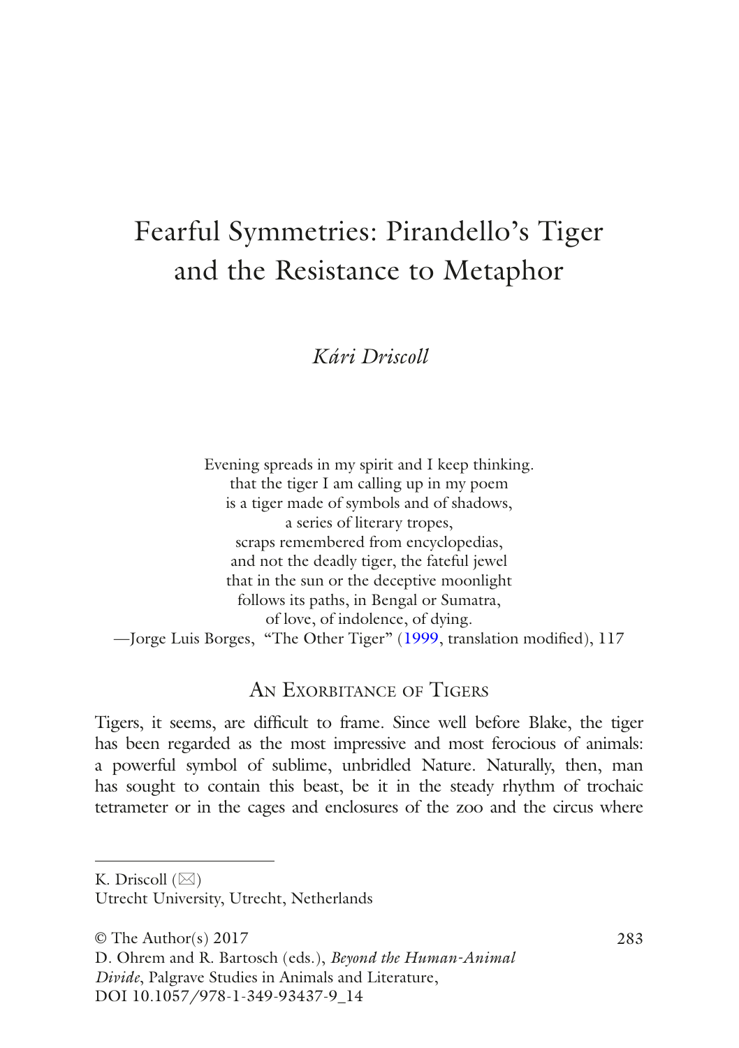# Fearful Symmetries: Pirandello's Tiger and the Resistance to Metaphor

*Kári Driscoll*

Evening spreads in my spirit and I keep thinking.  
that the tiger I am calling up in my poem  
is a tiger made of symbols and of shadows,  
a series of literary tropes,  
scraps remembered from encyclopedias,  
and not the deadly tiger, the fateful jewel  
that in the sun or the deceptive moonlight  
follows its paths, in Bengal or Sumatra,  
of love, of indolence, of dying.  
—Jorge Luis Borges, "The Other Tiger" (1999, translation modified), 117

## An Exorbitance of Tigers

Tigers, it seems, are difficult to frame. Since well before Blake, the tiger has been regarded as the most impressive and most ferocious of animals: a powerful symbol of sublime, unbridled Nature. Naturally, then, man has sought to contain this beast, be it in the steady rhythm of trochaic tetrameter or in the cages and enclosures of the zoo and the circus where

---

K. Driscoll (✉)  
Utrecht University, Utrecht, Netherlands

© The Author(s) 2017  
D. Ohrem and R. Bartosch (eds.), *Beyond the Human-Animal Divide*, Palgrave Studies in Animals and Literature,  
DOI 10.1057/978-1-349-93437-9_14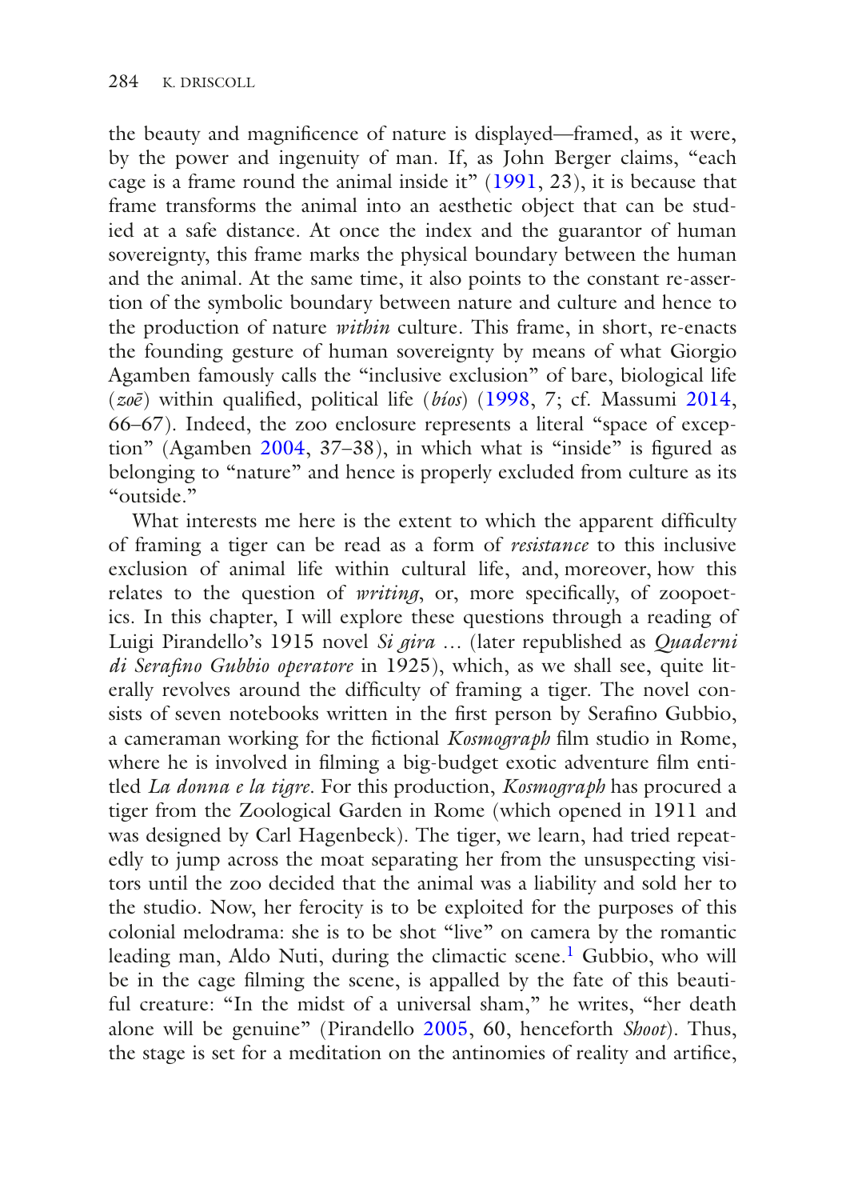the beauty and magnificence of nature is displayed—framed, as it were, by the power and ingenuity of man. If, as John Berger claims, "each cage is a frame round the animal inside it" (1991, 23), it is because that frame transforms the animal into an aesthetic object that can be studied at a safe distance. At once the index and the guarantor of human sovereignty, this frame marks the physical boundary between the human and the animal. At the same time, it also points to the constant re-assertion of the symbolic boundary between nature and culture and hence to the production of nature *within* culture. This frame, in short, re-enacts the founding gesture of human sovereignty by means of what Giorgio Agamben famously calls the "inclusive exclusion" of bare, biological life (*zoē*) within qualified, political life (*bíos*) (1998, 7; cf. Massumi 2014, 66–67). Indeed, the zoo enclosure represents a literal "space of exception" (Agamben 2004, 37–38), in which what is "inside" is figured as belonging to "nature" and hence is properly excluded from culture as its "outside."

What interests me here is the extent to which the apparent difficulty of framing a tiger can be read as a form of *resistance* to this inclusive exclusion of animal life within cultural life, and, moreover, how this relates to the question of *writing*, or, more specifically, of zoopoetics. In this chapter, I will explore these questions through a reading of Luigi Pirandello's 1915 novel *Si gira …* (later republished as *Quaderni di Serafino Gubbio operatore* in 1925), which, as we shall see, quite literally revolves around the difficulty of framing a tiger. The novel consists of seven notebooks written in the first person by Serafino Gubbio, a cameraman working for the fictional *Kosmograph* film studio in Rome, where he is involved in filming a big-budget exotic adventure film entitled *La donna e la tigre*. For this production, *Kosmograph* has procured a tiger from the Zoological Garden in Rome (which opened in 1911 and was designed by Carl Hagenbeck). The tiger, we learn, had tried repeatedly to jump across the moat separating her from the unsuspecting visitors until the zoo decided that the animal was a liability and sold her to the studio. Now, her ferocity is to be exploited for the purposes of this colonial melodrama: she is to be shot "live" on camera by the romantic leading man, Aldo Nuti, during the climactic scene.[1] Gubbio, who will be in the cage filming the scene, is appalled by the fate of this beautiful creature: "In the midst of a universal sham," he writes, "her death alone will be genuine" (Pirandello 2005, 60, henceforth *Shoot*). Thus, the stage is set for a meditation on the antinomies of reality and artifice,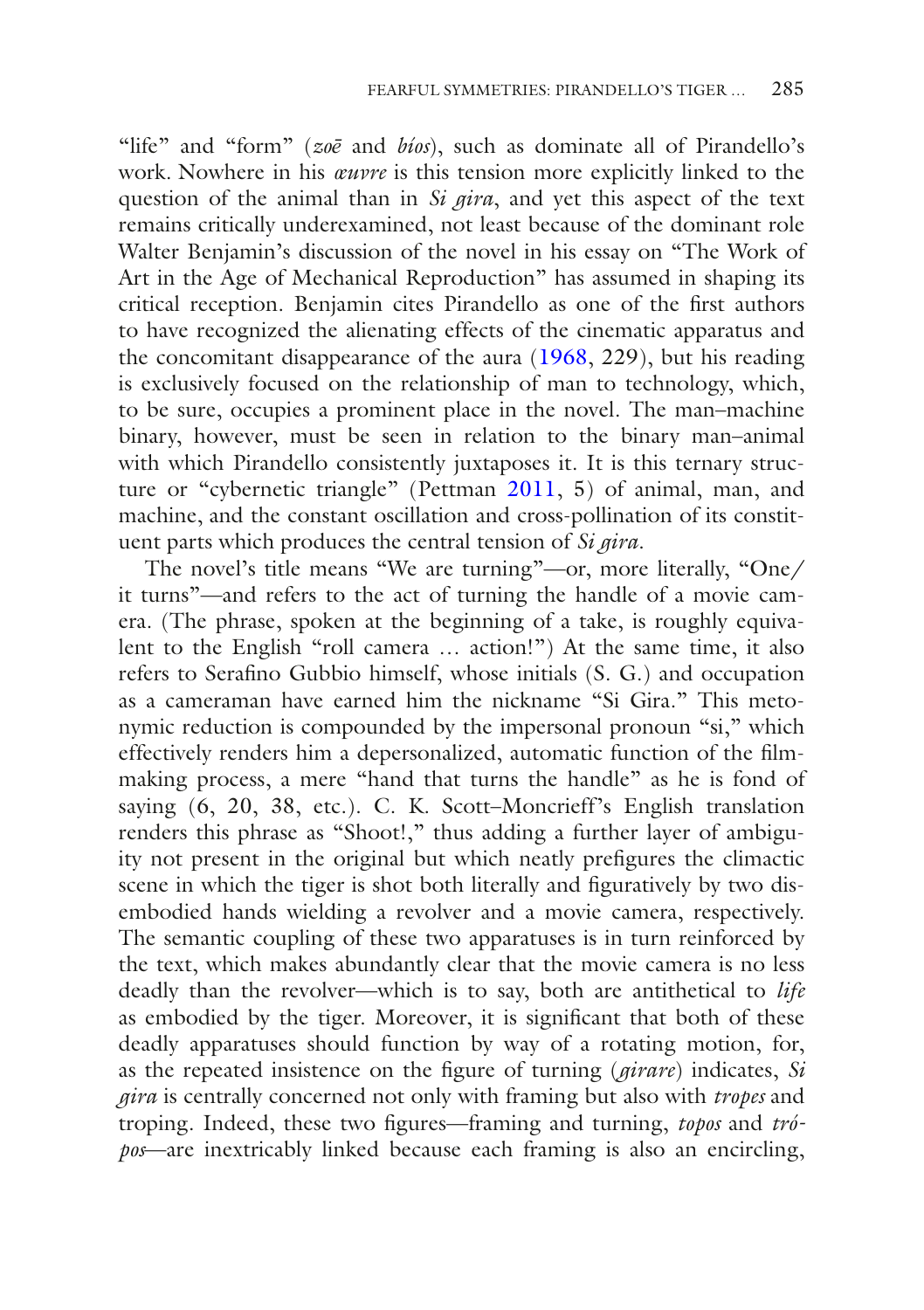"life" and "form" (*zoē* and *bíos*), such as dominate all of Pirandello's work. Nowhere in his *œuvre* is this tension more explicitly linked to the question of the animal than in *Si gira*, and yet this aspect of the text remains critically underexamined, not least because of the dominant role Walter Benjamin's discussion of the novel in his essay on "The Work of Art in the Age of Mechanical Reproduction" has assumed in shaping its critical reception. Benjamin cites Pirandello as one of the first authors to have recognized the alienating effects of the cinematic apparatus and the concomitant disappearance of the aura (1968, 229), but his reading is exclusively focused on the relationship of man to technology, which, to be sure, occupies a prominent place in the novel. The man–machine binary, however, must be seen in relation to the binary man–animal with which Pirandello consistently juxtaposes it. It is this ternary structure or "cybernetic triangle" (Pettman 2011, 5) of animal, man, and machine, and the constant oscillation and cross-pollination of its constituent parts which produces the central tension of *Si gira*.

The novel's title means "We are turning"—or, more literally, "One/it turns"—and refers to the act of turning the handle of a movie camera. (The phrase, spoken at the beginning of a take, is roughly equivalent to the English "roll camera … action!") At the same time, it also refers to Serafino Gubbio himself, whose initials (S. G.) and occupation as a cameraman have earned him the nickname "Si Gira." This metonymic reduction is compounded by the impersonal pronoun "si," which effectively renders him a depersonalized, automatic function of the film-making process, a mere "hand that turns the handle" as he is fond of saying (6, 20, 38, etc.). C. K. Scott–Moncrieff's English translation renders this phrase as "Shoot!," thus adding a further layer of ambiguity not present in the original but which neatly prefigures the climactic scene in which the tiger is shot both literally and figuratively by two disembodied hands wielding a revolver and a movie camera, respectively. The semantic coupling of these two apparatuses is in turn reinforced by the text, which makes abundantly clear that the movie camera is no less deadly than the revolver—which is to say, both are antithetical to *life* as embodied by the tiger. Moreover, it is significant that both of these deadly apparatuses should function by way of a rotating motion, for, as the repeated insistence on the figure of turning (*girare*) indicates, *Si gira* is centrally concerned not only with framing but also with *tropes* and troping. Indeed, these two figures—framing and turning, *topos* and *trópos*—are inextricably linked because each framing is also an encircling,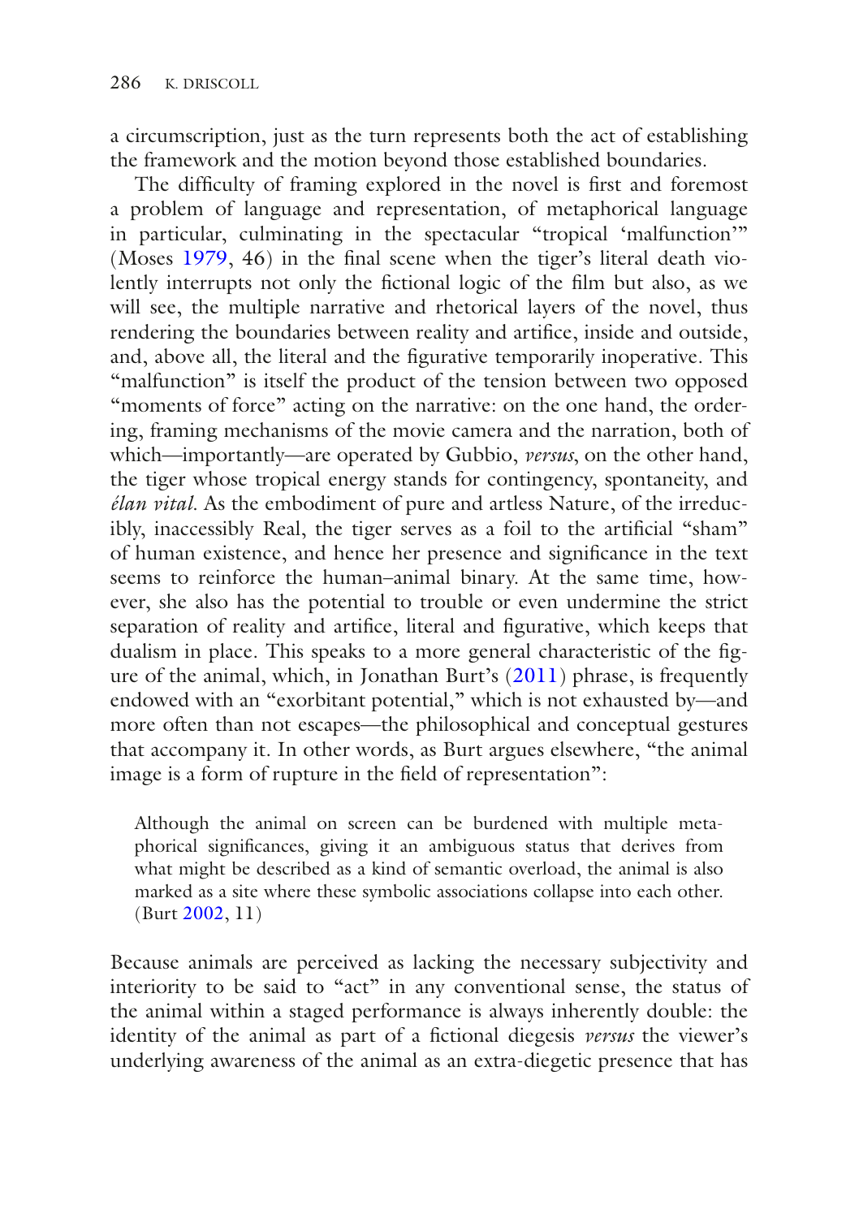a circumscription, just as the turn represents both the act of establishing the framework and the motion beyond those established boundaries.

The difficulty of framing explored in the novel is first and foremost a problem of language and representation, of metaphorical language in particular, culminating in the spectacular "tropical 'malfunction'" (Moses 1979, 46) in the final scene when the tiger's literal death violently interrupts not only the fictional logic of the film but also, as we will see, the multiple narrative and rhetorical layers of the novel, thus rendering the boundaries between reality and artifice, inside and outside, and, above all, the literal and the figurative temporarily inoperative. This "malfunction" is itself the product of the tension between two opposed "moments of force" acting on the narrative: on the one hand, the ordering, framing mechanisms of the movie camera and the narration, both of which—importantly—are operated by Gubbio, *versus*, on the other hand, the tiger whose tropical energy stands for contingency, spontaneity, and *élan vital*. As the embodiment of pure and artless Nature, of the irreducibly, inaccessibly Real, the tiger serves as a foil to the artificial "sham" of human existence, and hence her presence and significance in the text seems to reinforce the human–animal binary. At the same time, however, she also has the potential to trouble or even undermine the strict separation of reality and artifice, literal and figurative, which keeps that dualism in place. This speaks to a more general characteristic of the figure of the animal, which, in Jonathan Burt's (2011) phrase, is frequently endowed with an "exorbitant potential," which is not exhausted by—and more often than not escapes—the philosophical and conceptual gestures that accompany it. In other words, as Burt argues elsewhere, "the animal image is a form of rupture in the field of representation":

> Although the animal on screen can be burdened with multiple metaphorical significances, giving it an ambiguous status that derives from what might be described as a kind of semantic overload, the animal is also marked as a site where these symbolic associations collapse into each other. (Burt 2002, 11)

Because animals are perceived as lacking the necessary subjectivity and interiority to be said to "act" in any conventional sense, the status of the animal within a staged performance is always inherently double: the identity of the animal as part of a fictional diegesis *versus* the viewer's underlying awareness of the animal as an extra-diegetic presence that has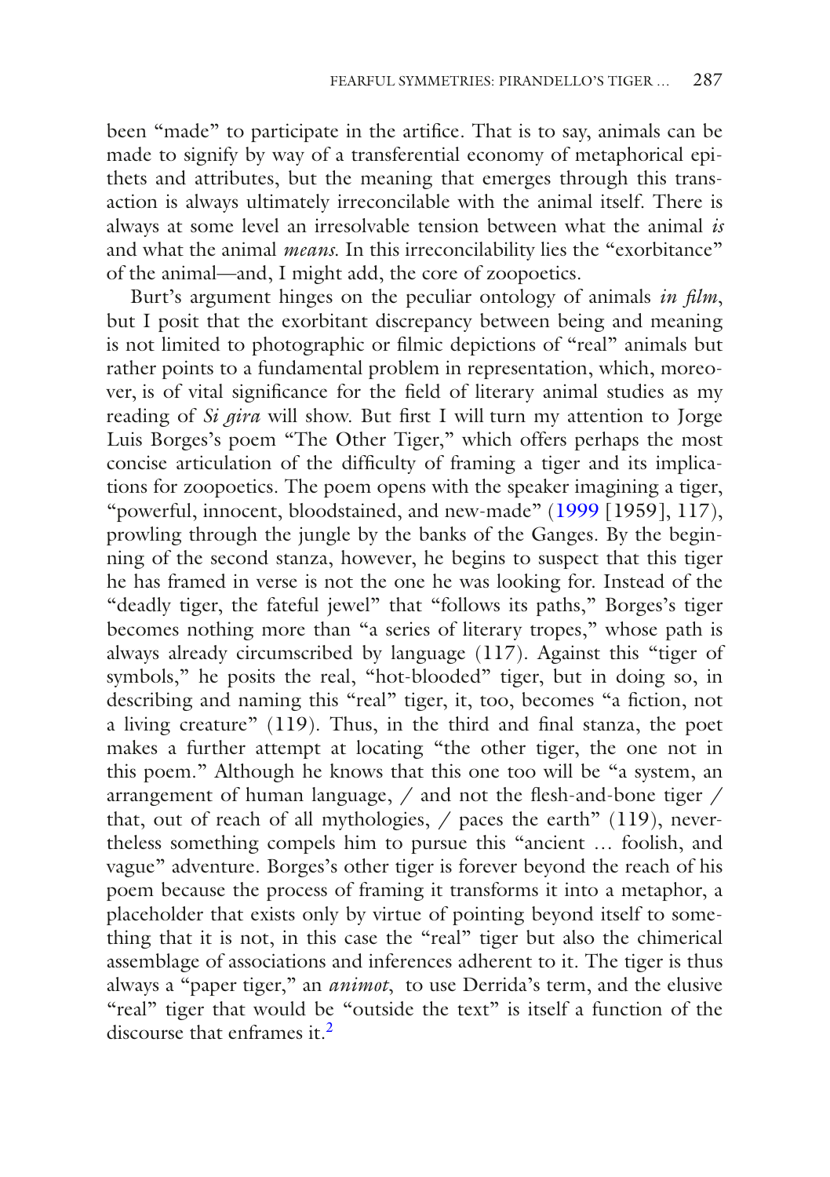been "made" to participate in the artifice. That is to say, animals can be made to signify by way of a transferential economy of metaphorical epithets and attributes, but the meaning that emerges through this transaction is always ultimately irreconcilable with the animal itself. There is always at some level an irresolvable tension between what the animal *is* and what the animal *means*. In this irreconcilability lies the "exorbitance" of the animal—and, I might add, the core of zoopoetics.

Burt's argument hinges on the peculiar ontology of animals *in film*, but I posit that the exorbitant discrepancy between being and meaning is not limited to photographic or filmic depictions of "real" animals but rather points to a fundamental problem in representation, which, moreover, is of vital significance for the field of literary animal studies as my reading of *Si gira* will show. But first I will turn my attention to Jorge Luis Borges's poem "The Other Tiger," which offers perhaps the most concise articulation of the difficulty of framing a tiger and its implications for zoopoetics. The poem opens with the speaker imagining a tiger, "powerful, innocent, bloodstained, and new-made" (1999 [1959], 117), prowling through the jungle by the banks of the Ganges. By the beginning of the second stanza, however, he begins to suspect that this tiger he has framed in verse is not the one he was looking for. Instead of the "deadly tiger, the fateful jewel" that "follows its paths," Borges's tiger becomes nothing more than "a series of literary tropes," whose path is always already circumscribed by language (117). Against this "tiger of symbols," he posits the real, "hot-blooded" tiger, but in doing so, in describing and naming this "real" tiger, it, too, becomes "a fiction, not a living creature" (119). Thus, in the third and final stanza, the poet makes a further attempt at locating "the other tiger, the one not in this poem." Although he knows that this one too will be "a system, an arrangement of human language, / and not the flesh-and-bone tiger / that, out of reach of all mythologies, / paces the earth" (119), nevertheless something compels him to pursue this "ancient … foolish, and vague" adventure. Borges's other tiger is forever beyond the reach of his poem because the process of framing it transforms it into a metaphor, a placeholder that exists only by virtue of pointing beyond itself to something that it is not, in this case the "real" tiger but also the chimerical assemblage of associations and inferences adherent to it. The tiger is thus always a "paper tiger," an *animot*, to use Derrida's term, and the elusive "real" tiger that would be "outside the text" is itself a function of the discourse that enframes it.[2]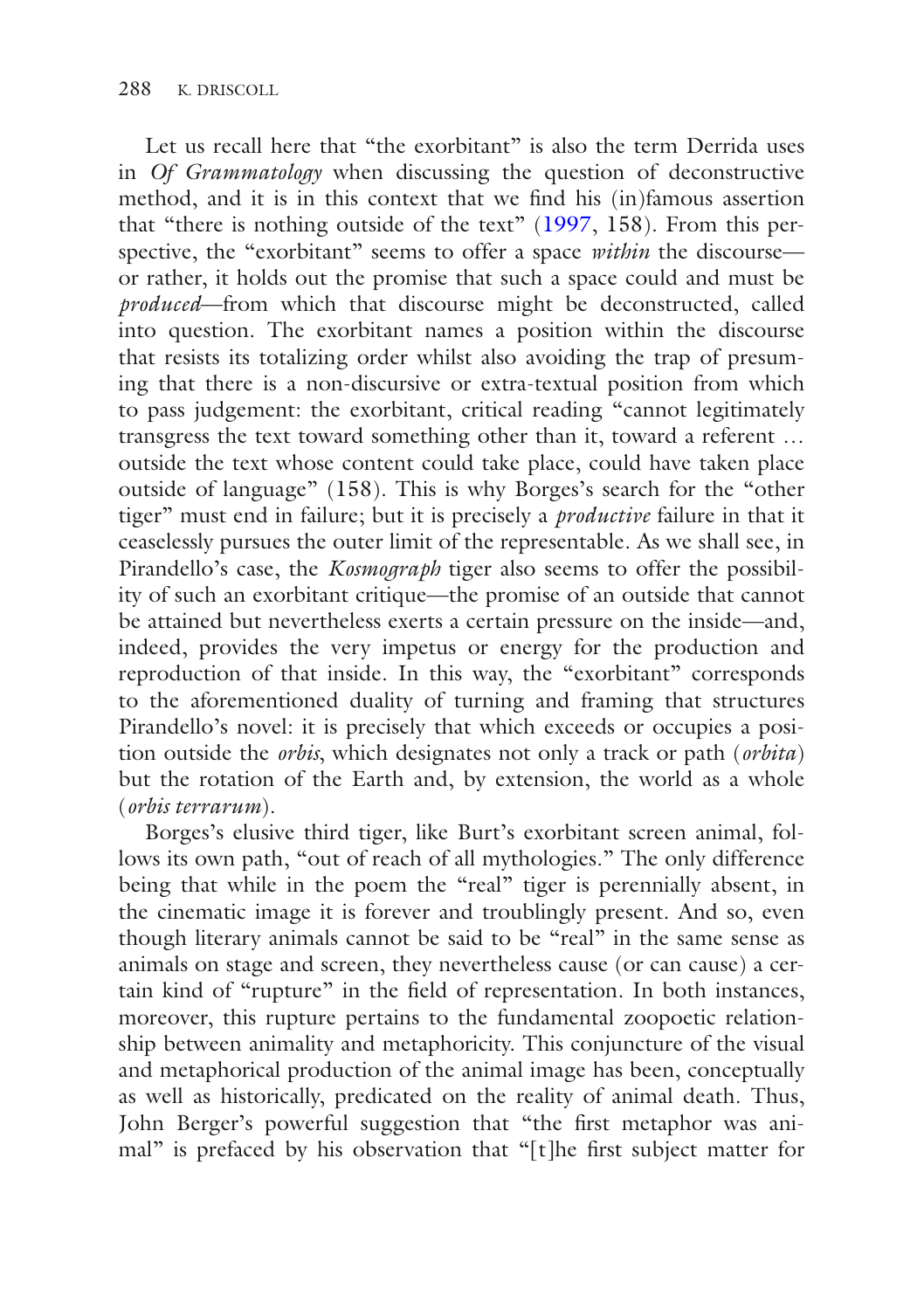Let us recall here that "the exorbitant" is also the term Derrida uses in *Of Grammatology* when discussing the question of deconstructive method, and it is in this context that we find his (in)famous assertion that "there is nothing outside of the text" (1997, 158). From this perspective, the "exorbitant" seems to offer a space *within* the discourse—or rather, it holds out the promise that such a space could and must be *produced*—from which that discourse might be deconstructed, called into question. The exorbitant names a position within the discourse that resists its totalizing order whilst also avoiding the trap of presuming that there is a non-discursive or extra-textual position from which to pass judgement: the exorbitant, critical reading "cannot legitimately transgress the text toward something other than it, toward a referent … outside the text whose content could take place, could have taken place outside of language" (158). This is why Borges's search for the "other tiger" must end in failure; but it is precisely a *productive* failure in that it ceaselessly pursues the outer limit of the representable. As we shall see, in Pirandello's case, the *Kosmograph* tiger also seems to offer the possibility of such an exorbitant critique—the promise of an outside that cannot be attained but nevertheless exerts a certain pressure on the inside—and, indeed, provides the very impetus or energy for the production and reproduction of that inside. In this way, the "exorbitant" corresponds to the aforementioned duality of turning and framing that structures Pirandello's novel: it is precisely that which exceeds or occupies a position outside the *orbis*, which designates not only a track or path (*orbita*) but the rotation of the Earth and, by extension, the world as a whole (*orbis terrarum*).

Borges's elusive third tiger, like Burt's exorbitant screen animal, follows its own path, "out of reach of all mythologies." The only difference being that while in the poem the "real" tiger is perennially absent, in the cinematic image it is forever and troublingly present. And so, even though literary animals cannot be said to be "real" in the same sense as animals on stage and screen, they nevertheless cause (or can cause) a certain kind of "rupture" in the field of representation. In both instances, moreover, this rupture pertains to the fundamental zoopoetic relationship between animality and metaphoricity. This conjuncture of the visual and metaphorical production of the animal image has been, conceptually as well as historically, predicated on the reality of animal death. Thus, John Berger's powerful suggestion that "the first metaphor was animal" is prefaced by his observation that "[t]he first subject matter for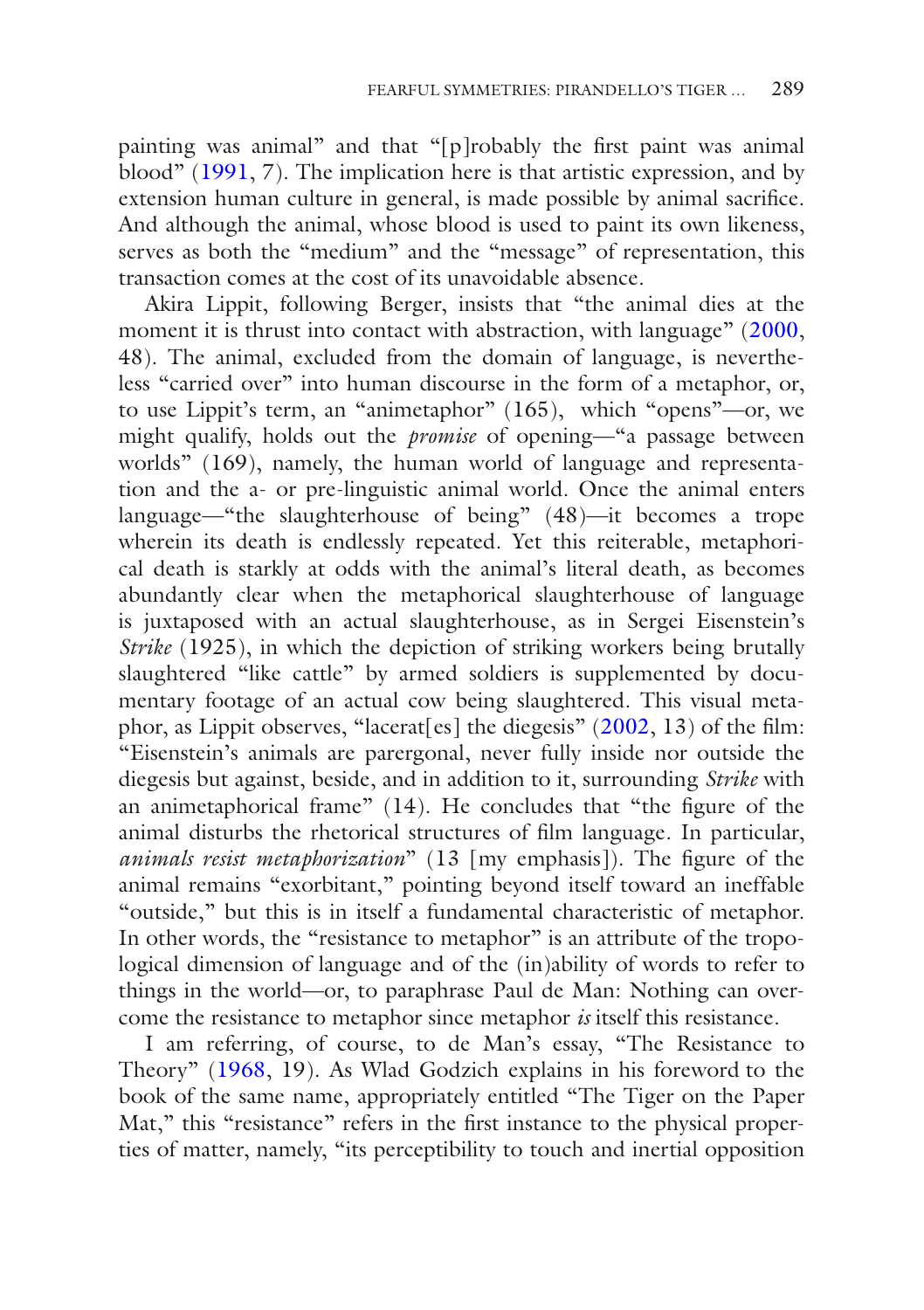painting was animal" and that "[p]robably the first paint was animal blood" (1991, 7). The implication here is that artistic expression, and by extension human culture in general, is made possible by animal sacrifice. And although the animal, whose blood is used to paint its own likeness, serves as both the "medium" and the "message" of representation, this transaction comes at the cost of its unavoidable absence.

Akira Lippit, following Berger, insists that "the animal dies at the moment it is thrust into contact with abstraction, with language" (2000, 48). The animal, excluded from the domain of language, is nevertheless "carried over" into human discourse in the form of a metaphor, or, to use Lippit's term, an "animetaphor" (165), which "opens"—or, we might qualify, holds out the *promise* of opening—"a passage between worlds" (169), namely, the human world of language and representation and the a- or pre-linguistic animal world. Once the animal enters language—"the slaughterhouse of being" (48)—it becomes a trope wherein its death is endlessly repeated. Yet this reiterable, metaphorical death is starkly at odds with the animal's literal death, as becomes abundantly clear when the metaphorical slaughterhouse of language is juxtaposed with an actual slaughterhouse, as in Sergei Eisenstein's *Strike* (1925), in which the depiction of striking workers being brutally slaughtered "like cattle" by armed soldiers is supplemented by documentary footage of an actual cow being slaughtered. This visual metaphor, as Lippit observes, "lacerat[es] the diegesis" (2002, 13) of the film: "Eisenstein's animals are parergonal, never fully inside nor outside the diegesis but against, beside, and in addition to it, surrounding *Strike* with an animetaphorical frame" (14). He concludes that "the figure of the animal disturbs the rhetorical structures of film language. In particular, *animals resist metaphorization*" (13 [my emphasis]). The figure of the animal remains "exorbitant," pointing beyond itself toward an ineffable "outside," but this is in itself a fundamental characteristic of metaphor. In other words, the "resistance to metaphor" is an attribute of the tropological dimension of language and of the (in)ability of words to refer to things in the world—or, to paraphrase Paul de Man: Nothing can overcome the resistance to metaphor since metaphor *is* itself this resistance.

I am referring, of course, to de Man's essay, "The Resistance to Theory" (1968, 19). As Wlad Godzich explains in his foreword to the book of the same name, appropriately entitled "The Tiger on the Paper Mat," this "resistance" refers in the first instance to the physical properties of matter, namely, "its perceptibility to touch and inertial opposition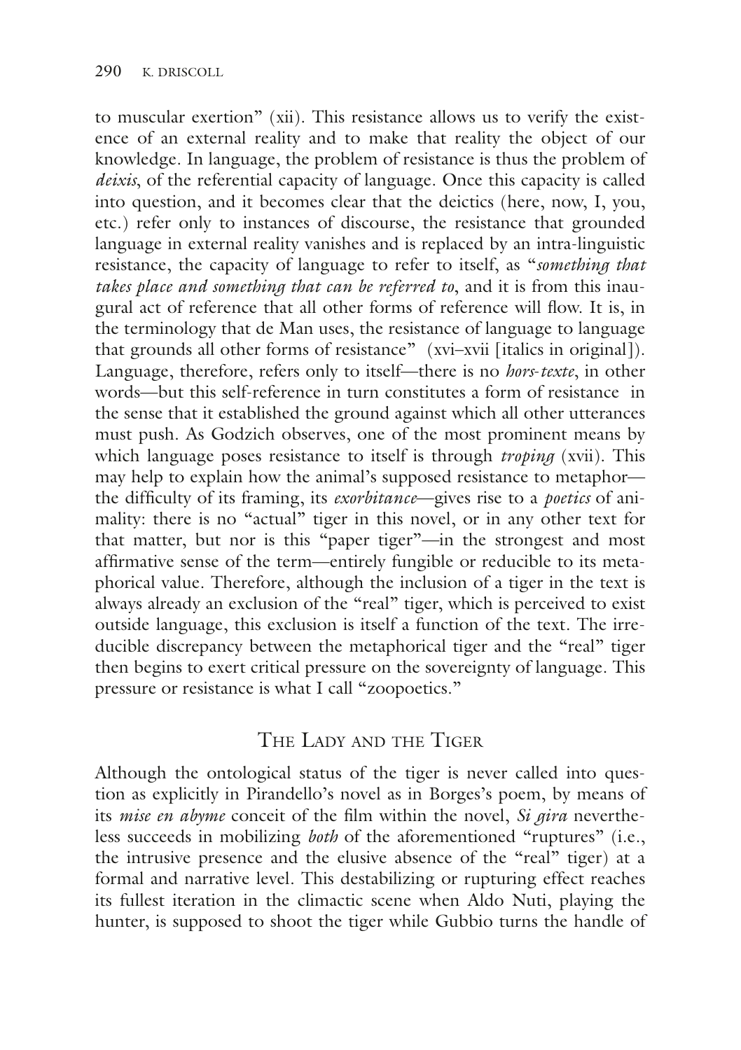to muscular exertion" (xii). This resistance allows us to verify the existence of an external reality and to make that reality the object of our knowledge. In language, the problem of resistance is thus the problem of *deixis*, of the referential capacity of language. Once this capacity is called into question, and it becomes clear that the deictics (here, now, I, you, etc.) refer only to instances of discourse, the resistance that grounded language in external reality vanishes and is replaced by an intra-linguistic resistance, the capacity of language to refer to itself, as "*something that takes place and something that can be referred to*, and it is from this inaugural act of reference that all other forms of reference will flow. It is, in the terminology that de Man uses, the resistance of language to language that grounds all other forms of resistance" (xvi–xvii [italics in original]). Language, therefore, refers only to itself—there is no *hors-texte*, in other words—but this self-reference in turn constitutes a form of resistance in the sense that it established the ground against which all other utterances must push. As Godzich observes, one of the most prominent means by which language poses resistance to itself is through *troping* (xvii). This may help to explain how the animal's supposed resistance to metaphor—the difficulty of its framing, its *exorbitance*—gives rise to a *poetics* of animality: there is no "actual" tiger in this novel, or in any other text for that matter, but nor is this "paper tiger"—in the strongest and most affirmative sense of the term—entirely fungible or reducible to its metaphorical value. Therefore, although the inclusion of a tiger in the text is always already an exclusion of the "real" tiger, which is perceived to exist outside language, this exclusion is itself a function of the text. The irreducible discrepancy between the metaphorical tiger and the "real" tiger then begins to exert critical pressure on the sovereignty of language. This pressure or resistance is what I call "zoopoetics."

## The Lady and the Tiger

Although the ontological status of the tiger is never called into question as explicitly in Pirandello's novel as in Borges's poem, by means of its *mise en abyme* conceit of the film within the novel, *Si gira* nevertheless succeeds in mobilizing *both* of the aforementioned "ruptures" (i.e., the intrusive presence and the elusive absence of the "real" tiger) at a formal and narrative level. This destabilizing or rupturing effect reaches its fullest iteration in the climactic scene when Aldo Nuti, playing the hunter, is supposed to shoot the tiger while Gubbio turns the handle of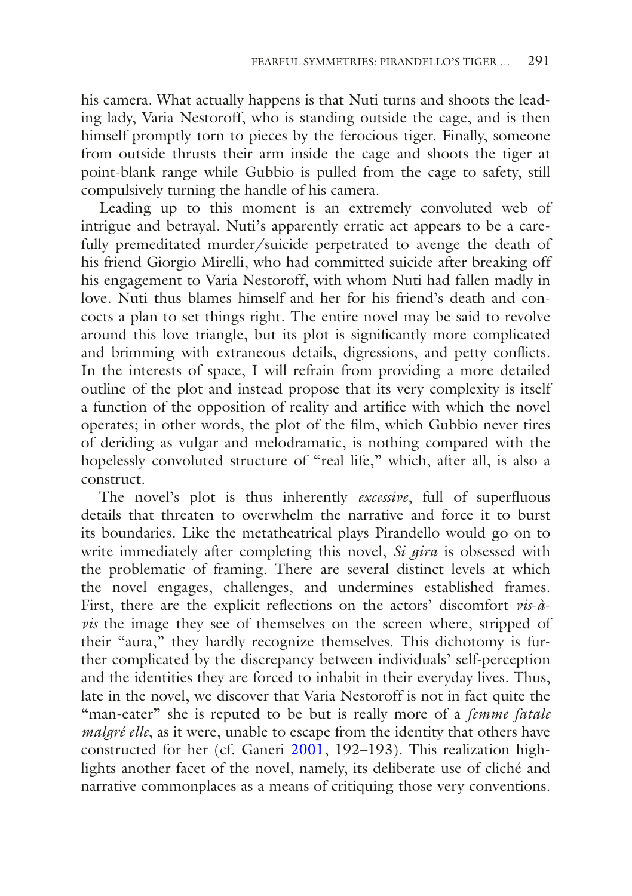his camera. What actually happens is that Nuti turns and shoots the leading lady, Varia Nestoroff, who is standing outside the cage, and is then himself promptly torn to pieces by the ferocious tiger. Finally, someone from outside thrusts their arm inside the cage and shoots the tiger at point-blank range while Gubbio is pulled from the cage to safety, still compulsively turning the handle of his camera.

Leading up to this moment is an extremely convoluted web of intrigue and betrayal. Nuti's apparently erratic act appears to be a carefully premeditated murder/suicide perpetrated to avenge the death of his friend Giorgio Mirelli, who had committed suicide after breaking off his engagement to Varia Nestoroff, with whom Nuti had fallen madly in love. Nuti thus blames himself and her for his friend's death and concocts a plan to set things right. The entire novel may be said to revolve around this love triangle, but its plot is significantly more complicated and brimming with extraneous details, digressions, and petty conflicts. In the interests of space, I will refrain from providing a more detailed outline of the plot and instead propose that its very complexity is itself a function of the opposition of reality and artifice with which the novel operates; in other words, the plot of the film, which Gubbio never tires of deriding as vulgar and melodramatic, is nothing compared with the hopelessly convoluted structure of "real life," which, after all, is also a construct.

The novel's plot is thus inherently *excessive*, full of superfluous details that threaten to overwhelm the narrative and force it to burst its boundaries. Like the metatheatrical plays Pirandello would go on to write immediately after completing this novel, *Si gira* is obsessed with the problematic of framing. There are several distinct levels at which the novel engages, challenges, and undermines established frames. First, there are the explicit reflections on the actors' discomfort *vis-à-vis* the image they see of themselves on the screen where, stripped of their "aura," they hardly recognize themselves. This dichotomy is further complicated by the discrepancy between individuals' self-perception and the identities they are forced to inhabit in their everyday lives. Thus, late in the novel, we discover that Varia Nestoroff is not in fact quite the "man-eater" she is reputed to be but is really more of a *femme fatale malgré elle*, as it were, unable to escape from the identity that others have constructed for her (cf. Ganeri 2001, 192–193). This realization highlights another facet of the novel, namely, its deliberate use of cliché and narrative commonplaces as a means of critiquing those very conventions.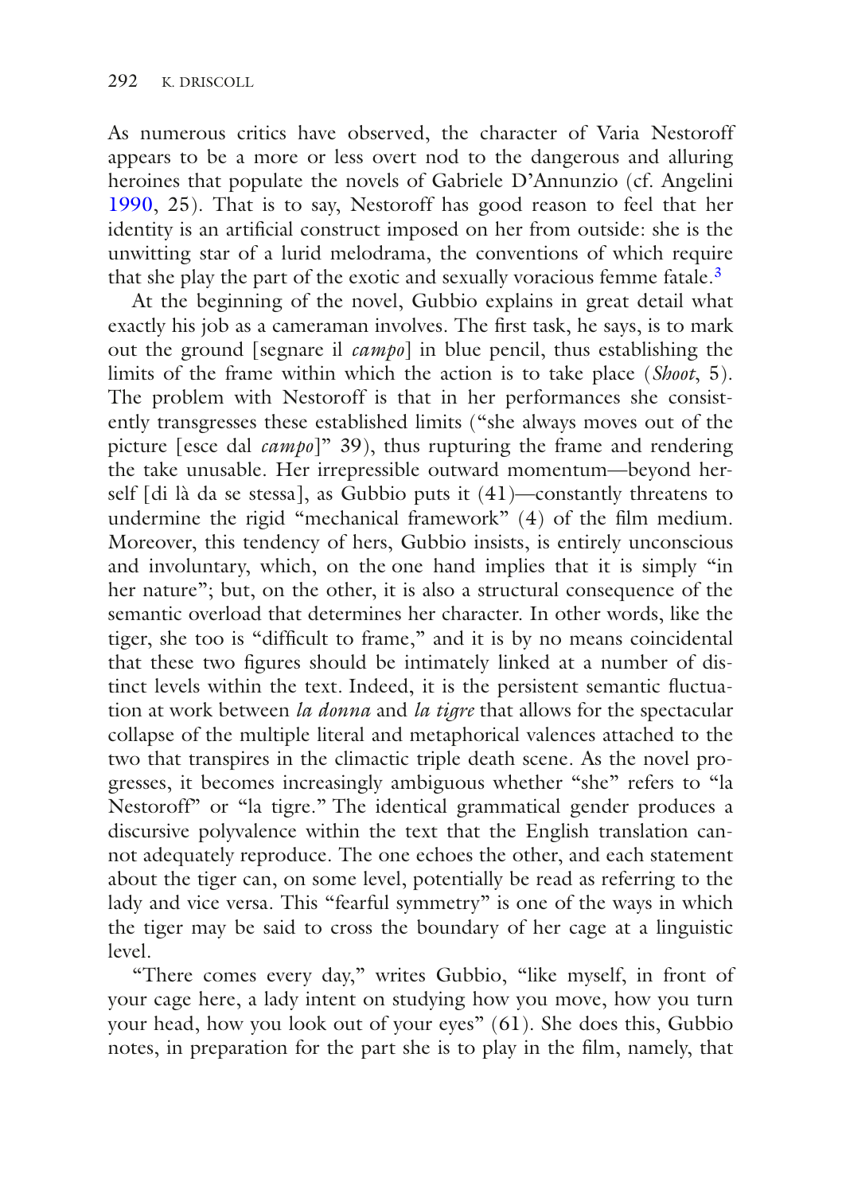As numerous critics have observed, the character of Varia Nestoroff appears to be a more or less overt nod to the dangerous and alluring heroines that populate the novels of Gabriele D'Annunzio (cf. Angelini 1990, 25). That is to say, Nestoroff has good reason to feel that her identity is an artificial construct imposed on her from outside: she is the unwitting star of a lurid melodrama, the conventions of which require that she play the part of the exotic and sexually voracious femme fatale.[3]

At the beginning of the novel, Gubbio explains in great detail what exactly his job as a cameraman involves. The first task, he says, is to mark out the ground [segnare il *campo*] in blue pencil, thus establishing the limits of the frame within which the action is to take place (*Shoot*, 5). The problem with Nestoroff is that in her performances she consistently transgresses these established limits ("she always moves out of the picture [esce dal *campo*]" 39), thus rupturing the frame and rendering the take unusable. Her irrepressible outward momentum—beyond herself [di là da se stessa], as Gubbio puts it (41)—constantly threatens to undermine the rigid "mechanical framework" (4) of the film medium. Moreover, this tendency of hers, Gubbio insists, is entirely unconscious and involuntary, which, on the one hand implies that it is simply "in her nature"; but, on the other, it is also a structural consequence of the semantic overload that determines her character. In other words, like the tiger, she too is "difficult to frame," and it is by no means coincidental that these two figures should be intimately linked at a number of distinct levels within the text. Indeed, it is the persistent semantic fluctuation at work between *la donna* and *la tigre* that allows for the spectacular collapse of the multiple literal and metaphorical valences attached to the two that transpires in the climactic triple death scene. As the novel progresses, it becomes increasingly ambiguous whether "she" refers to "la Nestoroff" or "la tigre." The identical grammatical gender produces a discursive polyvalence within the text that the English translation cannot adequately reproduce. The one echoes the other, and each statement about the tiger can, on some level, potentially be read as referring to the lady and vice versa. This "fearful symmetry" is one of the ways in which the tiger may be said to cross the boundary of her cage at a linguistic level.

"There comes every day," writes Gubbio, "like myself, in front of your cage here, a lady intent on studying how you move, how you turn your head, how you look out of your eyes" (61). She does this, Gubbio notes, in preparation for the part she is to play in the film, namely, that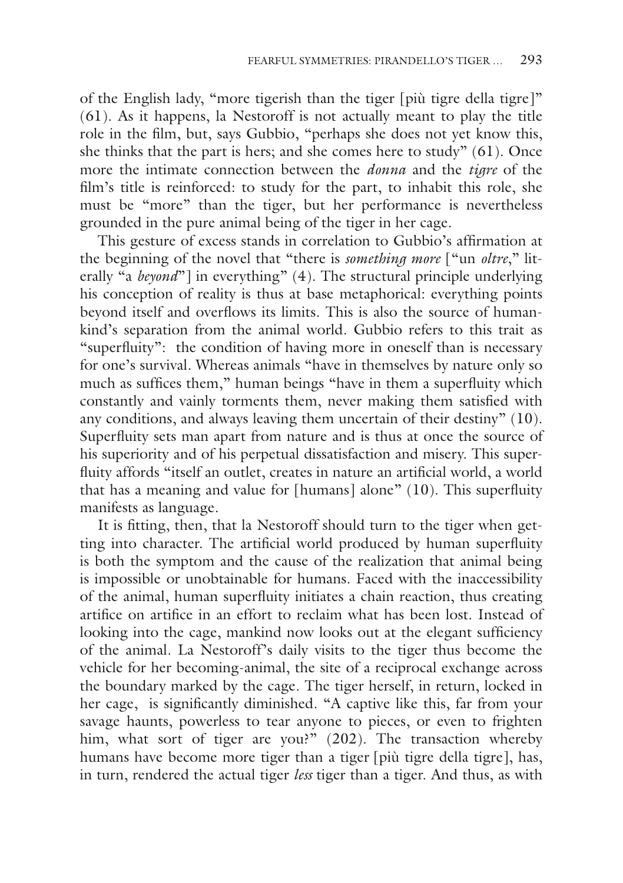of the English lady, "more tigerish than the tiger [più tigre della tigre]" (61). As it happens, la Nestoroff is not actually meant to play the title role in the film, but, says Gubbio, "perhaps she does not yet know this, she thinks that the part is hers; and she comes here to study" (61). Once more the intimate connection between the *donna* and the *tigre* of the film's title is reinforced: to study for the part, to inhabit this role, she must be "more" than the tiger, but her performance is nevertheless grounded in the pure animal being of the tiger in her cage.

This gesture of excess stands in correlation to Gubbio's affirmation at the beginning of the novel that "there is *something more* ["un *oltre*," literally "a *beyond*"] in everything" (4). The structural principle underlying his conception of reality is thus at base metaphorical: everything points beyond itself and overflows its limits. This is also the source of humankind's separation from the animal world. Gubbio refers to this trait as "superfluity": the condition of having more in oneself than is necessary for one's survival. Whereas animals "have in themselves by nature only so much as suffices them," human beings "have in them a superfluity which constantly and vainly torments them, never making them satisfied with any conditions, and always leaving them uncertain of their destiny" (10). Superfluity sets man apart from nature and is thus at once the source of his superiority and of his perpetual dissatisfaction and misery. This superfluity affords "itself an outlet, creates in nature an artificial world, a world that has a meaning and value for [humans] alone" (10). This superfluity manifests as language.

It is fitting, then, that la Nestoroff should turn to the tiger when getting into character. The artificial world produced by human superfluity is both the symptom and the cause of the realization that animal being is impossible or unobtainable for humans. Faced with the inaccessibility of the animal, human superfluity initiates a chain reaction, thus creating artifice on artifice in an effort to reclaim what has been lost. Instead of looking into the cage, mankind now looks out at the elegant sufficiency of the animal. La Nestoroff's daily visits to the tiger thus become the vehicle for her becoming-animal, the site of a reciprocal exchange across the boundary marked by the cage. The tiger herself, in return, locked in her cage, is significantly diminished. "A captive like this, far from your savage haunts, powerless to tear anyone to pieces, or even to frighten him, what sort of tiger are you?" (202). The transaction whereby humans have become more tiger than a tiger [più tigre della tigre], has, in turn, rendered the actual tiger *less* tiger than a tiger. And thus, as with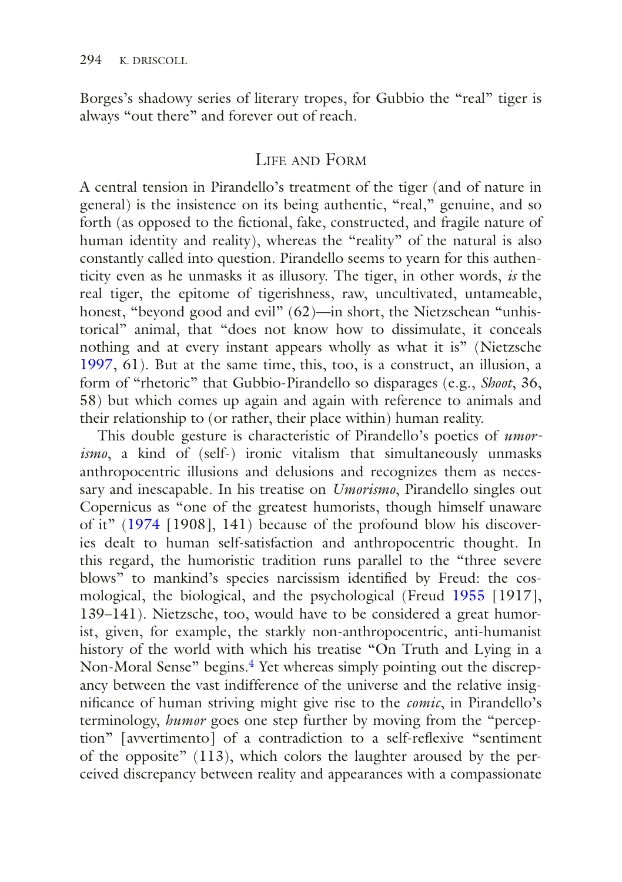Borges's shadowy series of literary tropes, for Gubbio the "real" tiger is always "out there" and forever out of reach.

## Life and Form

A central tension in Pirandello's treatment of the tiger (and of nature in general) is the insistence on its being authentic, "real," genuine, and so forth (as opposed to the fictional, fake, constructed, and fragile nature of human identity and reality), whereas the "reality" of the natural is also constantly called into question. Pirandello seems to yearn for this authenticity even as he unmasks it as illusory. The tiger, in other words, *is* the real tiger, the epitome of tigerishness, raw, uncultivated, untameable, honest, "beyond good and evil" (62)—in short, the Nietzschean "unhistorical" animal, that "does not know how to dissimulate, it conceals nothing and at every instant appears wholly as what it is" (Nietzsche 1997, 61). But at the same time, this, too, is a construct, an illusion, a form of "rhetoric" that Gubbio-Pirandello so disparages (e.g., *Shoot*, 36, 58) but which comes up again and again with reference to animals and their relationship to (or rather, their place within) human reality.

This double gesture is characteristic of Pirandello's poetics of *umorismo*, a kind of (self-) ironic vitalism that simultaneously unmasks anthropocentric illusions and delusions and recognizes them as necessary and inescapable. In his treatise on *Umorismo*, Pirandello singles out Copernicus as "one of the greatest humorists, though himself unaware of it" (1974 [1908], 141) because of the profound blow his discoveries dealt to human self-satisfaction and anthropocentric thought. In this regard, the humoristic tradition runs parallel to the "three severe blows" to mankind's species narcissism identified by Freud: the cosmological, the biological, and the psychological (Freud 1955 [1917], 139–141). Nietzsche, too, would have to be considered a great humorist, given, for example, the starkly non-anthropocentric, anti-humanist history of the world with which his treatise "On Truth and Lying in a Non-Moral Sense" begins.[4] Yet whereas simply pointing out the discrepancy between the vast indifference of the universe and the relative insignificance of human striving might give rise to the *comic*, in Pirandello's terminology, *humor* goes one step further by moving from the "perception" [avvertimento] of a contradiction to a self-reflexive "sentiment of the opposite" (113), which colors the laughter aroused by the perceived discrepancy between reality and appearances with a compassionate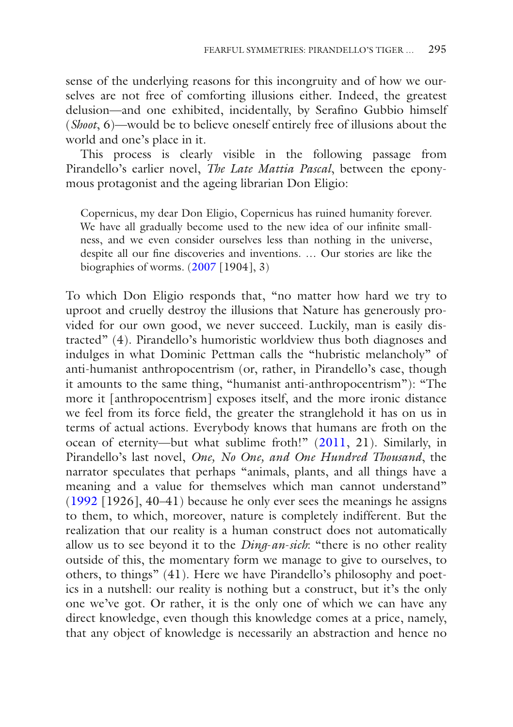sense of the underlying reasons for this incongruity and of how we ourselves are not free of comforting illusions either. Indeed, the greatest delusion—and one exhibited, incidentally, by Serafino Gubbio himself (*Shoot*, 6)—would be to believe oneself entirely free of illusions about the world and one's place in it.

This process is clearly visible in the following passage from Pirandello's earlier novel, *The Late Mattia Pascal*, between the eponymous protagonist and the ageing librarian Don Eligio:

> Copernicus, my dear Don Eligio, Copernicus has ruined humanity forever. We have all gradually become used to the new idea of our infinite smallness, and we even consider ourselves less than nothing in the universe, despite all our fine discoveries and inventions. … Our stories are like the biographies of worms. (2007 [1904], 3)

To which Don Eligio responds that, "no matter how hard we try to uproot and cruelly destroy the illusions that Nature has generously provided for our own good, we never succeed. Luckily, man is easily distracted" (4). Pirandello's humoristic worldview thus both diagnoses and indulges in what Dominic Pettman calls the "hubristic melancholy" of anti-humanist anthropocentrism (or, rather, in Pirandello's case, though it amounts to the same thing, "humanist anti-anthropocentrism"): "The more it [anthropocentrism] exposes itself, and the more ironic distance we feel from its force field, the greater the stranglehold it has on us in terms of actual actions. Everybody knows that humans are froth on the ocean of eternity—but what sublime froth!" (2011, 21). Similarly, in Pirandello's last novel, *One, No One, and One Hundred Thousand*, the narrator speculates that perhaps "animals, plants, and all things have a meaning and a value for themselves which man cannot understand" (1992 [1926], 40–41) because he only ever sees the meanings he assigns to them, to which, moreover, nature is completely indifferent. But the realization that our reality is a human construct does not automatically allow us to see beyond it to the *Ding-an-sich*: "there is no other reality outside of this, the momentary form we manage to give to ourselves, to others, to things" (41). Here we have Pirandello's philosophy and poetics in a nutshell: our reality is nothing but a construct, but it's the only one we've got. Or rather, it is the only one of which we can have any direct knowledge, even though this knowledge comes at a price, namely, that any object of knowledge is necessarily an abstraction and hence no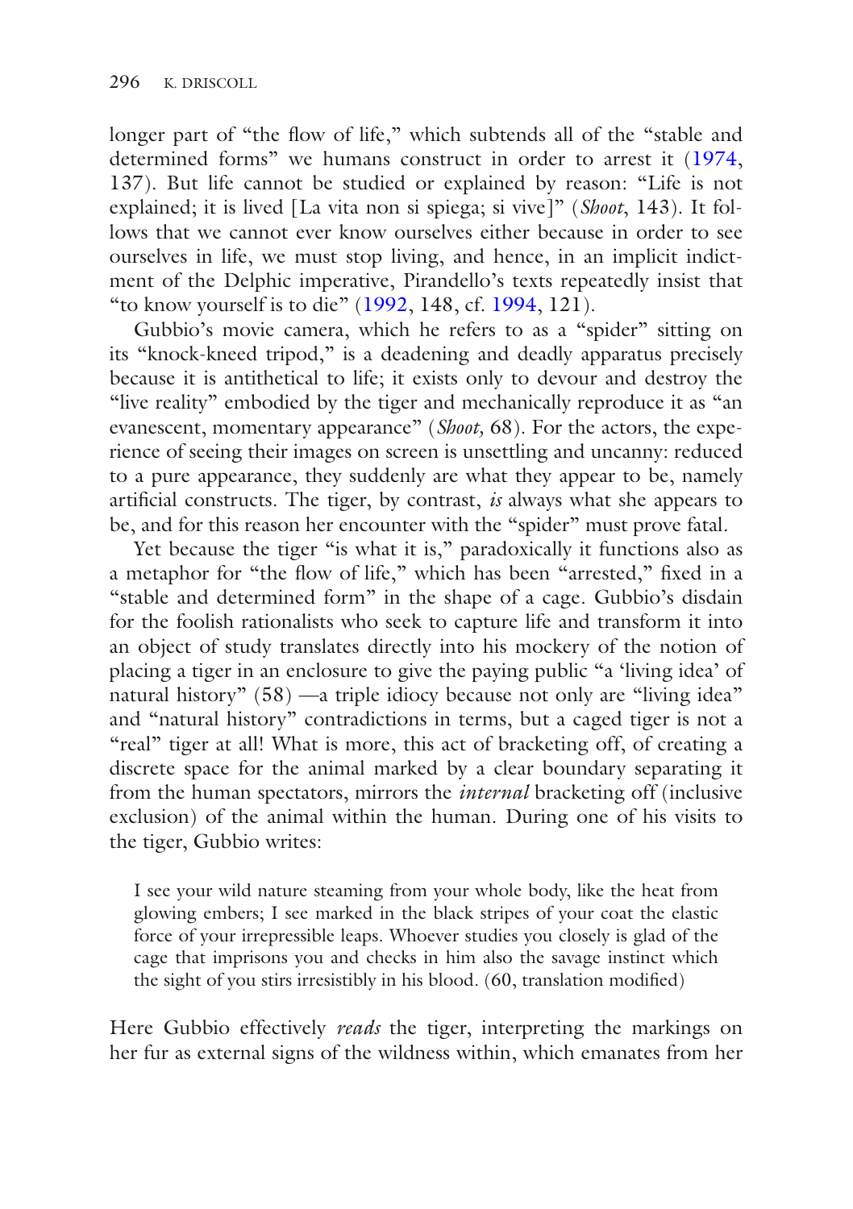longer part of "the flow of life," which subtends all of the "stable and determined forms" we humans construct in order to arrest it (1974, 137). But life cannot be studied or explained by reason: "Life is not explained; it is lived [La vita non si spiega; si vive]" (*Shoot*, 143). It follows that we cannot ever know ourselves either because in order to see ourselves in life, we must stop living, and hence, in an implicit indictment of the Delphic imperative, Pirandello's texts repeatedly insist that "to know yourself is to die" (1992, 148, cf. 1994, 121).

Gubbio's movie camera, which he refers to as a "spider" sitting on its "knock-kneed tripod," is a deadening and deadly apparatus precisely because it is antithetical to life; it exists only to devour and destroy the "live reality" embodied by the tiger and mechanically reproduce it as "an evanescent, momentary appearance" (*Shoot,* 68). For the actors, the experience of seeing their images on screen is unsettling and uncanny: reduced to a pure appearance, they suddenly are what they appear to be, namely artificial constructs. The tiger, by contrast, *is* always what she appears to be, and for this reason her encounter with the "spider" must prove fatal.

Yet because the tiger "is what it is," paradoxically it functions also as a metaphor for "the flow of life," which has been "arrested," fixed in a "stable and determined form" in the shape of a cage. Gubbio's disdain for the foolish rationalists who seek to capture life and transform it into an object of study translates directly into his mockery of the notion of placing a tiger in an enclosure to give the paying public "a 'living idea' of natural history" (58) —a triple idiocy because not only are "living idea" and "natural history" contradictions in terms, but a caged tiger is not a "real" tiger at all! What is more, this act of bracketing off, of creating a discrete space for the animal marked by a clear boundary separating it from the human spectators, mirrors the *internal* bracketing off (inclusive exclusion) of the animal within the human. During one of his visits to the tiger, Gubbio writes:

> I see your wild nature steaming from your whole body, like the heat from glowing embers; I see marked in the black stripes of your coat the elastic force of your irrepressible leaps. Whoever studies you closely is glad of the cage that imprisons you and checks in him also the savage instinct which the sight of you stirs irresistibly in his blood. (60, translation modified)

Here Gubbio effectively *reads* the tiger, interpreting the markings on her fur as external signs of the wildness within, which emanates from her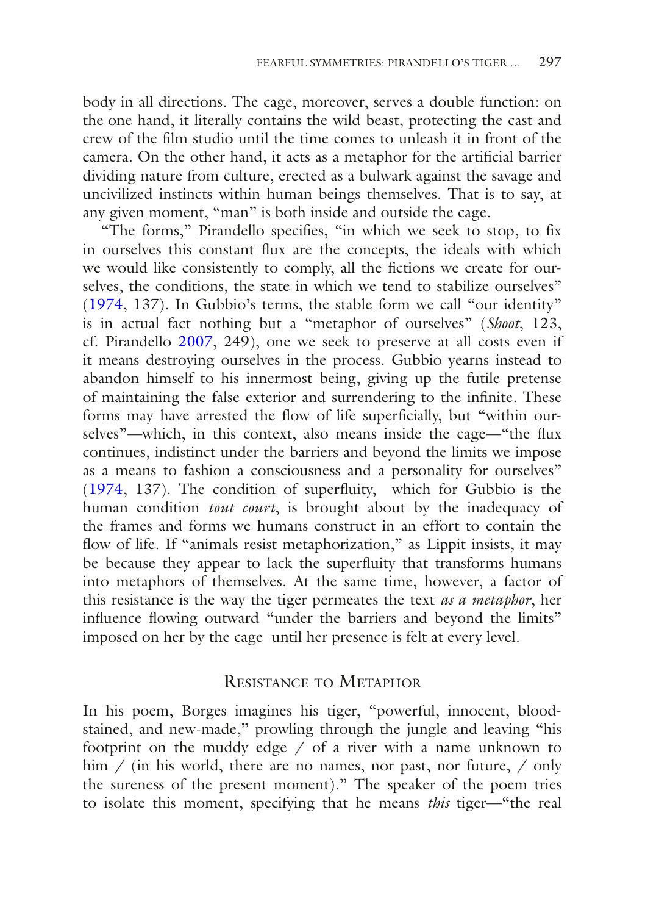body in all directions. The cage, moreover, serves a double function: on the one hand, it literally contains the wild beast, protecting the cast and crew of the film studio until the time comes to unleash it in front of the camera. On the other hand, it acts as a metaphor for the artificial barrier dividing nature from culture, erected as a bulwark against the savage and uncivilized instincts within human beings themselves. That is to say, at any given moment, "man" is both inside and outside the cage.

"The forms," Pirandello specifies, "in which we seek to stop, to fix in ourselves this constant flux are the concepts, the ideals with which we would like consistently to comply, all the fictions we create for ourselves, the conditions, the state in which we tend to stabilize ourselves" (1974, 137). In Gubbio's terms, the stable form we call "our identity" is in actual fact nothing but a "metaphor of ourselves" (*Shoot*, 123, cf. Pirandello 2007, 249), one we seek to preserve at all costs even if it means destroying ourselves in the process. Gubbio yearns instead to abandon himself to his innermost being, giving up the futile pretense of maintaining the false exterior and surrendering to the infinite. These forms may have arrested the flow of life superficially, but "within ourselves"—which, in this context, also means inside the cage—"the flux continues, indistinct under the barriers and beyond the limits we impose as a means to fashion a consciousness and a personality for ourselves" (1974, 137). The condition of superfluity, which for Gubbio is the human condition *tout court*, is brought about by the inadequacy of the frames and forms we humans construct in an effort to contain the flow of life. If "animals resist metaphorization," as Lippit insists, it may be because they appear to lack the superfluity that transforms humans into metaphors of themselves. At the same time, however, a factor of this resistance is the way the tiger permeates the text *as a metaphor*, her influence flowing outward "under the barriers and beyond the limits" imposed on her by the cage until her presence is felt at every level.

## Resistance to Metaphor

In his poem, Borges imagines his tiger, "powerful, innocent, bloodstained, and new-made," prowling through the jungle and leaving "his footprint on the muddy edge / of a river with a name unknown to him / (in his world, there are no names, nor past, nor future, / only the sureness of the present moment)." The speaker of the poem tries to isolate this moment, specifying that he means *this* tiger—"the real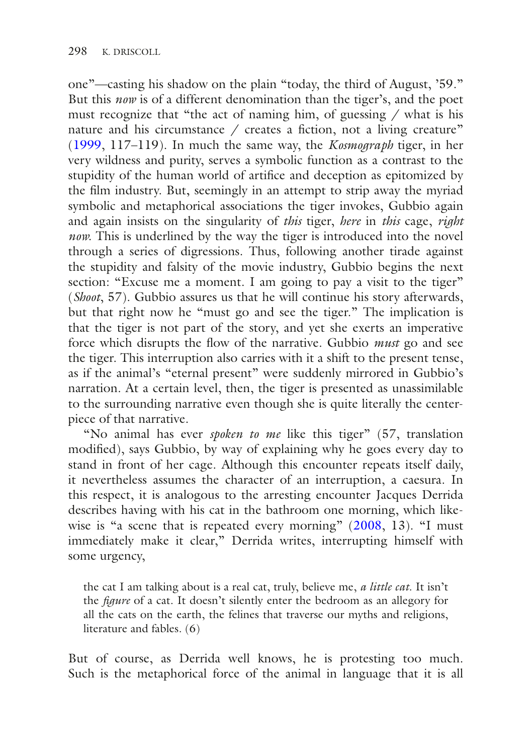one"—casting his shadow on the plain "today, the third of August, '59." But this *now* is of a different denomination than the tiger's, and the poet must recognize that "the act of naming him, of guessing / what is his nature and his circumstance / creates a fiction, not a living creature" (1999, 117–119). In much the same way, the *Kosmograph* tiger, in her very wildness and purity, serves a symbolic function as a contrast to the stupidity of the human world of artifice and deception as epitomized by the film industry. But, seemingly in an attempt to strip away the myriad symbolic and metaphorical associations the tiger invokes, Gubbio again and again insists on the singularity of *this* tiger, *here* in *this* cage, *right now*. This is underlined by the way the tiger is introduced into the novel through a series of digressions. Thus, following another tirade against the stupidity and falsity of the movie industry, Gubbio begins the next section: "Excuse me a moment. I am going to pay a visit to the tiger" (*Shoot*, 57). Gubbio assures us that he will continue his story afterwards, but that right now he "must go and see the tiger." The implication is that the tiger is not part of the story, and yet she exerts an imperative force which disrupts the flow of the narrative. Gubbio *must* go and see the tiger. This interruption also carries with it a shift to the present tense, as if the animal's "eternal present" were suddenly mirrored in Gubbio's narration. At a certain level, then, the tiger is presented as unassimilable to the surrounding narrative even though she is quite literally the centerpiece of that narrative.

"No animal has ever *spoken to me* like this tiger" (57, translation modified), says Gubbio, by way of explaining why he goes every day to stand in front of her cage. Although this encounter repeats itself daily, it nevertheless assumes the character of an interruption, a caesura. In this respect, it is analogous to the arresting encounter Jacques Derrida describes having with his cat in the bathroom one morning, which likewise is "a scene that is repeated every morning" (2008, 13). "I must immediately make it clear," Derrida writes, interrupting himself with some urgency,

> the cat I am talking about is a real cat, truly, believe me, *a little cat*. It isn't the *figure* of a cat. It doesn't silently enter the bedroom as an allegory for all the cats on the earth, the felines that traverse our myths and religions, literature and fables. (6)

But of course, as Derrida well knows, he is protesting too much. Such is the metaphorical force of the animal in language that it is all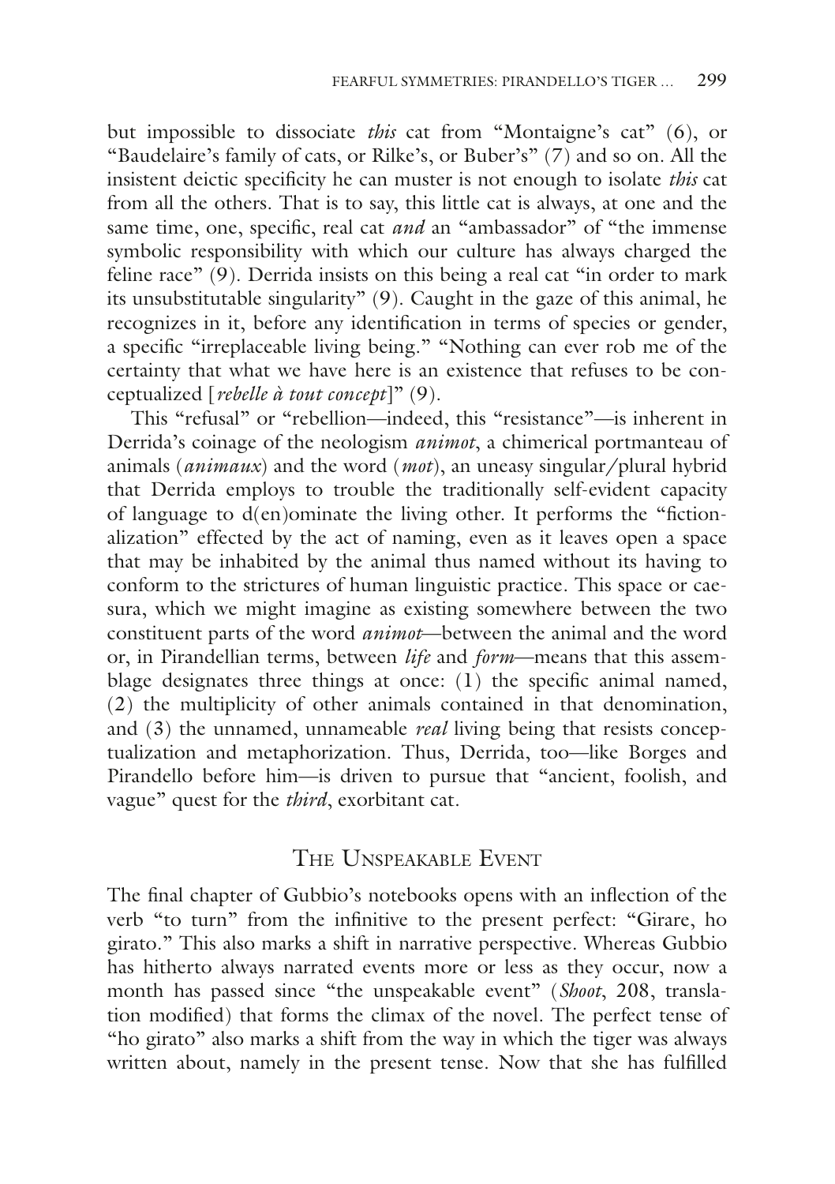but impossible to dissociate *this* cat from "Montaigne's cat" (6), or "Baudelaire's family of cats, or Rilke's, or Buber's" (7) and so on. All the insistent deictic specificity he can muster is not enough to isolate *this* cat from all the others. That is to say, this little cat is always, at one and the same time, one, specific, real cat *and* an "ambassador" of "the immense symbolic responsibility with which our culture has always charged the feline race" (9). Derrida insists on this being a real cat "in order to mark its unsubstitutable singularity" (9). Caught in the gaze of this animal, he recognizes in it, before any identification in terms of species or gender, a specific "irreplaceable living being." "Nothing can ever rob me of the certainty that what we have here is an existence that refuses to be conceptualized [*rebelle à tout concept*]" (9).

This "refusal" or "rebellion—indeed, this "resistance"—is inherent in Derrida's coinage of the neologism *animot*, a chimerical portmanteau of animals (*animaux*) and the word (*mot*), an uneasy singular/plural hybrid that Derrida employs to trouble the traditionally self-evident capacity of language to d(en)ominate the living other. It performs the "fictionalization" effected by the act of naming, even as it leaves open a space that may be inhabited by the animal thus named without its having to conform to the strictures of human linguistic practice. This space or caesura, which we might imagine as existing somewhere between the two constituent parts of the word *animot*—between the animal and the word or, in Pirandellian terms, between *life* and *form*—means that this assemblage designates three things at once: (1) the specific animal named, (2) the multiplicity of other animals contained in that denomination, and (3) the unnamed, unnameable *real* living being that resists conceptualization and metaphorization. Thus, Derrida, too—like Borges and Pirandello before him—is driven to pursue that "ancient, foolish, and vague" quest for the *third*, exorbitant cat.

## The Unspeakable Event

The final chapter of Gubbio's notebooks opens with an inflection of the verb "to turn" from the infinitive to the present perfect: "Girare, ho girato." This also marks a shift in narrative perspective. Whereas Gubbio has hitherto always narrated events more or less as they occur, now a month has passed since "the unspeakable event" (*Shoot*, 208, translation modified) that forms the climax of the novel. The perfect tense of "ho girato" also marks a shift from the way in which the tiger was always written about, namely in the present tense. Now that she has fulfilled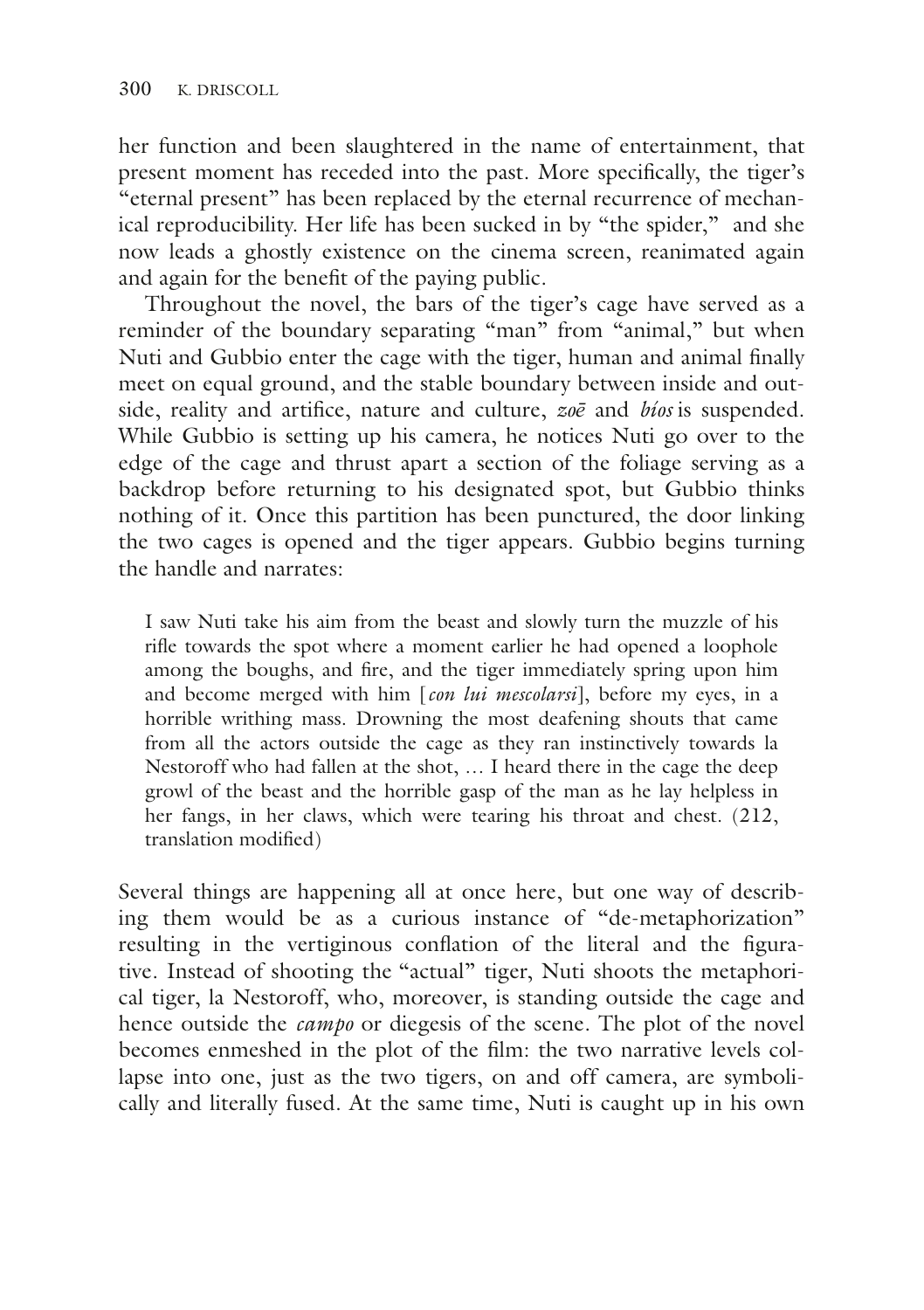her function and been slaughtered in the name of entertainment, that present moment has receded into the past. More specifically, the tiger's "eternal present" has been replaced by the eternal recurrence of mechanical reproducibility. Her life has been sucked in by "the spider," and she now leads a ghostly existence on the cinema screen, reanimated again and again for the benefit of the paying public.

Throughout the novel, the bars of the tiger's cage have served as a reminder of the boundary separating "man" from "animal," but when Nuti and Gubbio enter the cage with the tiger, human and animal finally meet on equal ground, and the stable boundary between inside and outside, reality and artifice, nature and culture, *zoē* and *bíos* is suspended. While Gubbio is setting up his camera, he notices Nuti go over to the edge of the cage and thrust apart a section of the foliage serving as a backdrop before returning to his designated spot, but Gubbio thinks nothing of it. Once this partition has been punctured, the door linking the two cages is opened and the tiger appears. Gubbio begins turning the handle and narrates:

> I saw Nuti take his aim from the beast and slowly turn the muzzle of his rifle towards the spot where a moment earlier he had opened a loophole among the boughs, and fire, and the tiger immediately spring upon him and become merged with him [*con lui mescolarsi*], before my eyes, in a horrible writhing mass. Drowning the most deafening shouts that came from all the actors outside the cage as they ran instinctively towards la Nestoroff who had fallen at the shot, … I heard there in the cage the deep growl of the beast and the horrible gasp of the man as he lay helpless in her fangs, in her claws, which were tearing his throat and chest. (212, translation modified)

Several things are happening all at once here, but one way of describing them would be as a curious instance of "de-metaphorization" resulting in the vertiginous conflation of the literal and the figurative. Instead of shooting the "actual" tiger, Nuti shoots the metaphorical tiger, la Nestoroff, who, moreover, is standing outside the cage and hence outside the *campo* or diegesis of the scene. The plot of the novel becomes enmeshed in the plot of the film: the two narrative levels collapse into one, just as the two tigers, on and off camera, are symbolically and literally fused. At the same time, Nuti is caught up in his own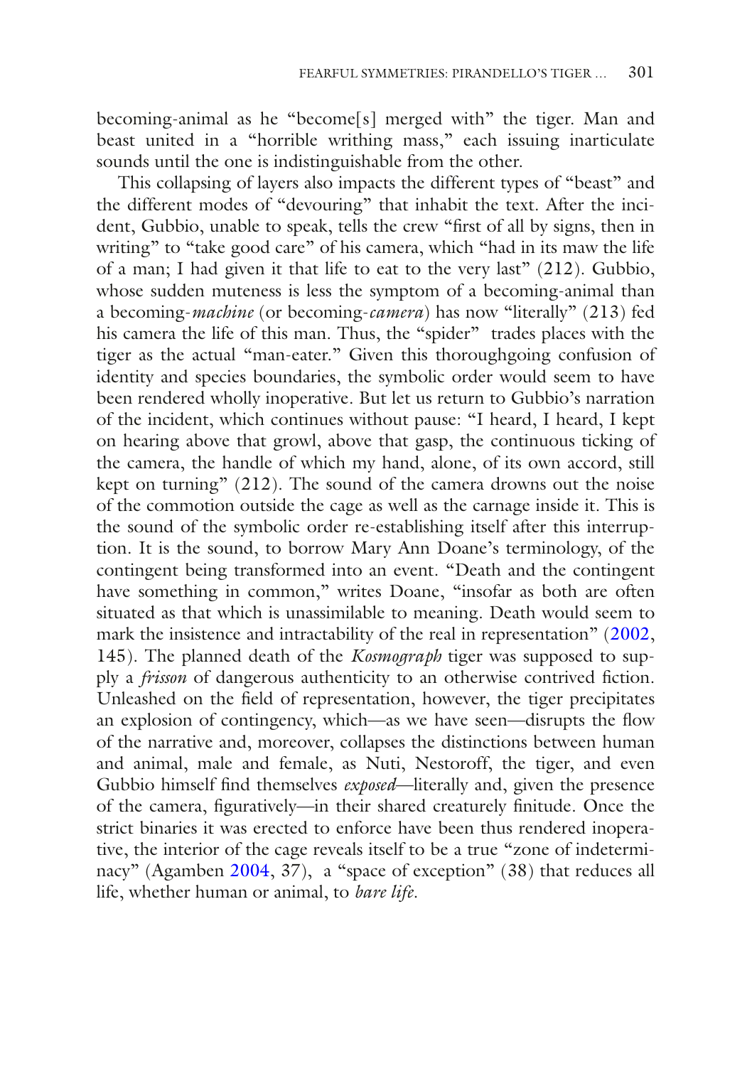becoming-animal as he "become[s] merged with" the tiger. Man and beast united in a "horrible writhing mass," each issuing inarticulate sounds until the one is indistinguishable from the other.

This collapsing of layers also impacts the different types of "beast" and the different modes of "devouring" that inhabit the text. After the incident, Gubbio, unable to speak, tells the crew "first of all by signs, then in writing" to "take good care" of his camera, which "had in its maw the life of a man; I had given it that life to eat to the very last" (212). Gubbio, whose sudden muteness is less the symptom of a becoming-animal than a becoming-*machine* (or becoming-*camera*) has now "literally" (213) fed his camera the life of this man. Thus, the "spider" trades places with the tiger as the actual "man-eater." Given this thoroughgoing confusion of identity and species boundaries, the symbolic order would seem to have been rendered wholly inoperative. But let us return to Gubbio's narration of the incident, which continues without pause: "I heard, I heard, I kept on hearing above that growl, above that gasp, the continuous ticking of the camera, the handle of which my hand, alone, of its own accord, still kept on turning" (212). The sound of the camera drowns out the noise of the commotion outside the cage as well as the carnage inside it. This is the sound of the symbolic order re-establishing itself after this interruption. It is the sound, to borrow Mary Ann Doane's terminology, of the contingent being transformed into an event. "Death and the contingent have something in common," writes Doane, "insofar as both are often situated as that which is unassimilable to meaning. Death would seem to mark the insistence and intractability of the real in representation" (2002, 145). The planned death of the *Kosmograph* tiger was supposed to supply a *frisson* of dangerous authenticity to an otherwise contrived fiction. Unleashed on the field of representation, however, the tiger precipitates an explosion of contingency, which—as we have seen—disrupts the flow of the narrative and, moreover, collapses the distinctions between human and animal, male and female, as Nuti, Nestoroff, the tiger, and even Gubbio himself find themselves *exposed*—literally and, given the presence of the camera, figuratively—in their shared creaturely finitude. Once the strict binaries it was erected to enforce have been thus rendered inoperative, the interior of the cage reveals itself to be a true "zone of indeterminacy" (Agamben 2004, 37), a "space of exception" (38) that reduces all life, whether human or animal, to *bare life*.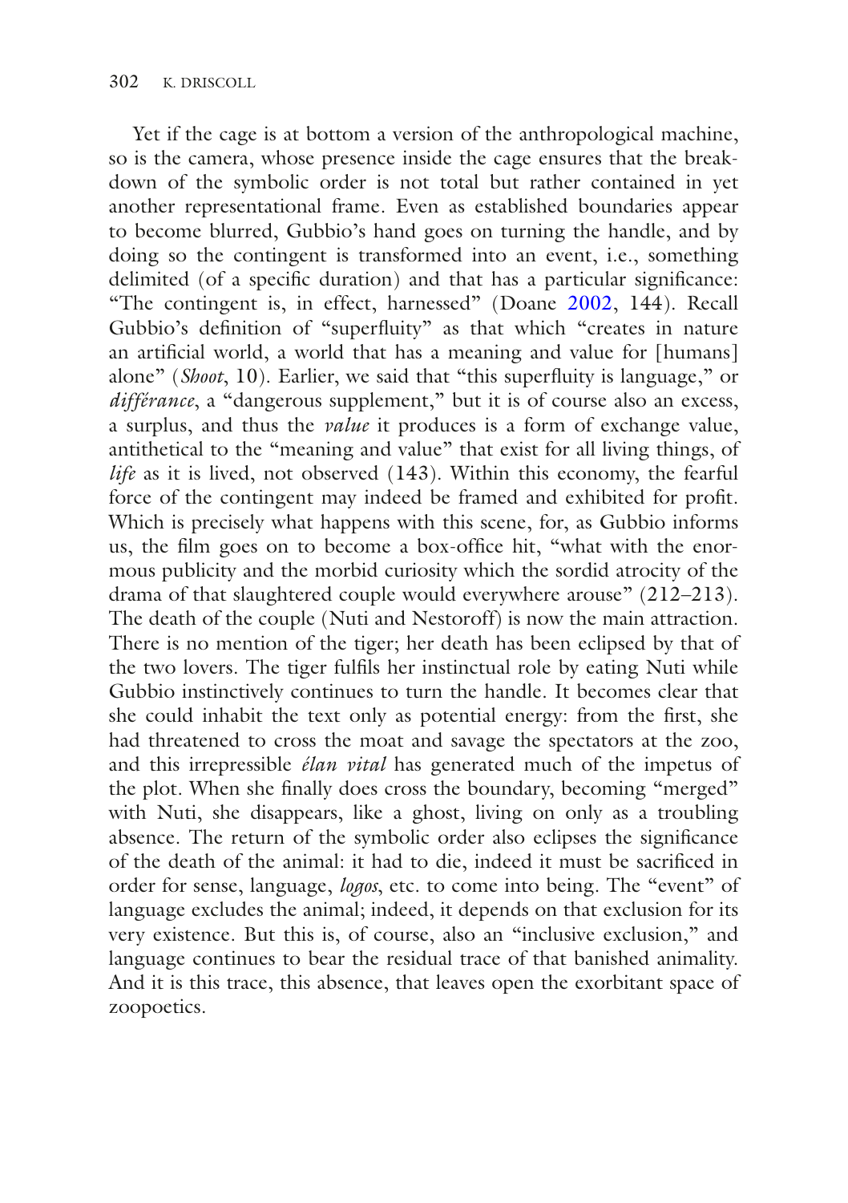Yet if the cage is at bottom a version of the anthropological machine, so is the camera, whose presence inside the cage ensures that the breakdown of the symbolic order is not total but rather contained in yet another representational frame. Even as established boundaries appear to become blurred, Gubbio's hand goes on turning the handle, and by doing so the contingent is transformed into an event, i.e., something delimited (of a specific duration) and that has a particular significance: "The contingent is, in effect, harnessed" (Doane 2002, 144). Recall Gubbio's definition of "superfluity" as that which "creates in nature an artificial world, a world that has a meaning and value for [humans] alone" (*Shoot*, 10). Earlier, we said that "this superfluity is language," or *différance*, a "dangerous supplement," but it is of course also an excess, a surplus, and thus the *value* it produces is a form of exchange value, antithetical to the "meaning and value" that exist for all living things, of *life* as it is lived, not observed (143). Within this economy, the fearful force of the contingent may indeed be framed and exhibited for profit. Which is precisely what happens with this scene, for, as Gubbio informs us, the film goes on to become a box-office hit, "what with the enormous publicity and the morbid curiosity which the sordid atrocity of the drama of that slaughtered couple would everywhere arouse" (212–213). The death of the couple (Nuti and Nestoroff) is now the main attraction. There is no mention of the tiger; her death has been eclipsed by that of the two lovers. The tiger fulfils her instinctual role by eating Nuti while Gubbio instinctively continues to turn the handle. It becomes clear that she could inhabit the text only as potential energy: from the first, she had threatened to cross the moat and savage the spectators at the zoo, and this irrepressible *élan vital* has generated much of the impetus of the plot. When she finally does cross the boundary, becoming "merged" with Nuti, she disappears, like a ghost, living on only as a troubling absence. The return of the symbolic order also eclipses the significance of the death of the animal: it had to die, indeed it must be sacrificed in order for sense, language, *logos*, etc. to come into being. The "event" of language excludes the animal; indeed, it depends on that exclusion for its very existence. But this is, of course, also an "inclusive exclusion," and language continues to bear the residual trace of that banished animality. And it is this trace, this absence, that leaves open the exorbitant space of zoopoetics.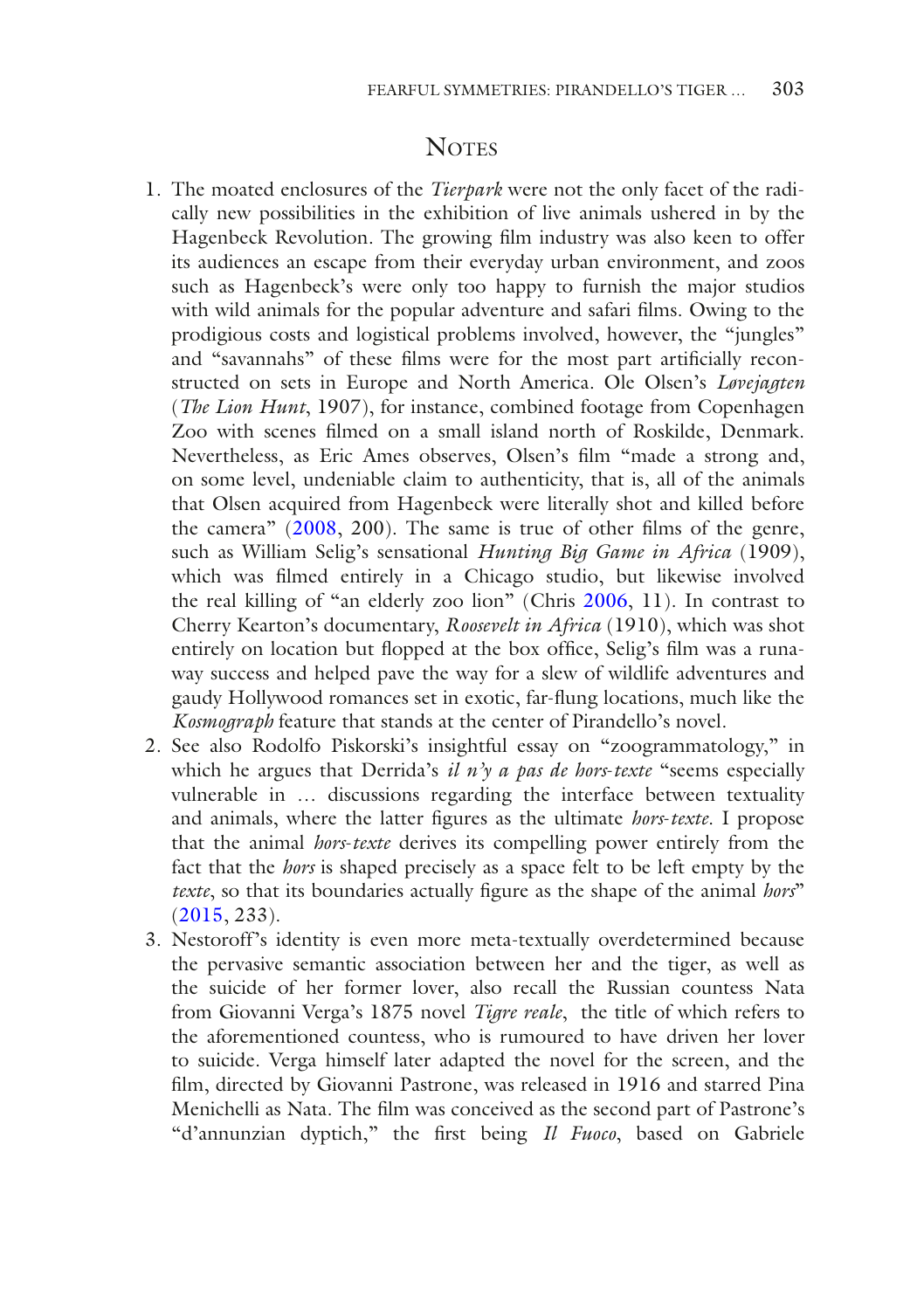## Notes

1. The moated enclosures of the *Tierpark* were not the only facet of the radically new possibilities in the exhibition of live animals ushered in by the Hagenbeck Revolution. The growing film industry was also keen to offer its audiences an escape from their everyday urban environment, and zoos such as Hagenbeck's were only too happy to furnish the major studios with wild animals for the popular adventure and safari films. Owing to the prodigious costs and logistical problems involved, however, the "jungles" and "savannahs" of these films were for the most part artificially reconstructed on sets in Europe and North America. Ole Olsen's *Løvejagten* (*The Lion Hunt*, 1907), for instance, combined footage from Copenhagen Zoo with scenes filmed on a small island north of Roskilde, Denmark. Nevertheless, as Eric Ames observes, Olsen's film "made a strong and, on some level, undeniable claim to authenticity, that is, all of the animals that Olsen acquired from Hagenbeck were literally shot and killed before the camera" (2008, 200). The same is true of other films of the genre, such as William Selig's sensational *Hunting Big Game in Africa* (1909), which was filmed entirely in a Chicago studio, but likewise involved the real killing of "an elderly zoo lion" (Chris 2006, 11). In contrast to Cherry Kearton's documentary, *Roosevelt in Africa* (1910), which was shot entirely on location but flopped at the box office, Selig's film was a runaway success and helped pave the way for a slew of wildlife adventures and gaudy Hollywood romances set in exotic, far-flung locations, much like the *Kosmograph* feature that stands at the center of Pirandello's novel.
2. See also Rodolfo Piskorski's insightful essay on "zoogrammatology," in which he argues that Derrida's *il n'y a pas de hors-texte* "seems especially vulnerable in … discussions regarding the interface between textuality and animals, where the latter figures as the ultimate *hors-texte*. I propose that the animal *hors-texte* derives its compelling power entirely from the fact that the *hors* is shaped precisely as a space felt to be left empty by the *texte*, so that its boundaries actually figure as the shape of the animal *hors*" (2015, 233).
3. Nestoroff's identity is even more meta-textually overdetermined because the pervasive semantic association between her and the tiger, as well as the suicide of her former lover, also recall the Russian countess Nata from Giovanni Verga's 1875 novel *Tigre reale*, the title of which refers to the aforementioned countess, who is rumoured to have driven her lover to suicide. Verga himself later adapted the novel for the screen, and the film, directed by Giovanni Pastrone, was released in 1916 and starred Pina Menichelli as Nata. The film was conceived as the second part of Pastrone's "d'annunzian dyptich," the first being *Il Fuoco*, based on Gabriele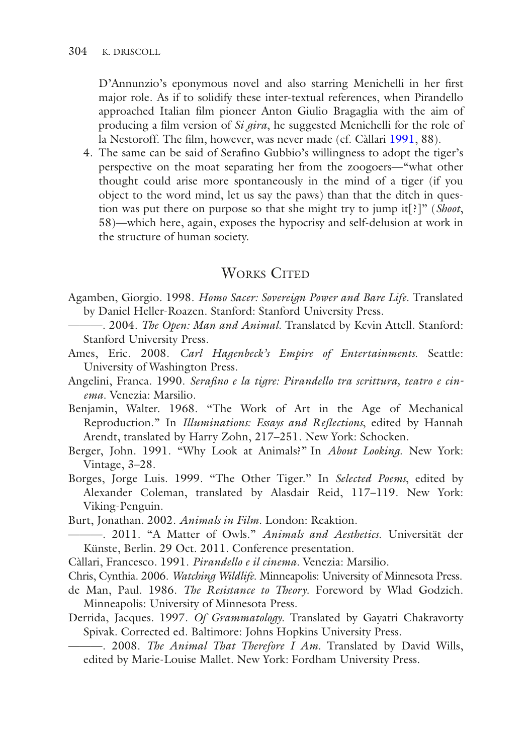D'Annunzio's eponymous novel and also starring Menichelli in her first major role. As if to solidify these inter-textual references, when Pirandello approached Italian film pioneer Anton Giulio Bragaglia with the aim of producing a film version of *Si gira*, he suggested Menichelli for the role of la Nestoroff. The film, however, was never made (cf. Càllari 1991, 88).

4. The same can be said of Serafino Gubbio's willingness to adopt the tiger's perspective on the moat separating her from the zoogoers—"what other thought could arise more spontaneously in the mind of a tiger (if you object to the word mind, let us say the paws) than that the ditch in question was put there on purpose so that she might try to jump it[?]" (*Shoot*, 58)—which here, again, exposes the hypocrisy and self-delusion at work in the structure of human society.

## Works Cited

Agamben, Giorgio. 1998. *Homo Sacer: Sovereign Power and Bare Life*. Translated by Daniel Heller-Roazen. Stanford: Stanford University Press.

———. 2004. *The Open: Man and Animal*. Translated by Kevin Attell. Stanford: Stanford University Press.

Ames, Eric. 2008. *Carl Hagenbeck's Empire of Entertainments*. Seattle: University of Washington Press.

Angelini, Franca. 1990. *Serafino e la tigre: Pirandello tra scrittura, teatro e cinema*. Venezia: Marsilio.

Benjamin, Walter. 1968. "The Work of Art in the Age of Mechanical Reproduction." In *Illuminations: Essays and Reflections*, edited by Hannah Arendt, translated by Harry Zohn, 217–251. New York: Schocken.

Berger, John. 1991. "Why Look at Animals?" In *About Looking*. New York: Vintage, 3–28.

Borges, Jorge Luis. 1999. "The Other Tiger." In *Selected Poems*, edited by Alexander Coleman, translated by Alasdair Reid, 117–119. New York: Viking-Penguin.

Burt, Jonathan. 2002. *Animals in Film*. London: Reaktion.

———. 2011. "A Matter of Owls." *Animals and Aesthetics*. Universität der Künste, Berlin. 29 Oct. 2011. Conference presentation.

Càllari, Francesco. 1991. *Pirandello e il cinema*. Venezia: Marsilio.

Chris, Cynthia. 2006. *Watching Wildlife*. Minneapolis: University of Minnesota Press.

de Man, Paul. 1986. *The Resistance to Theory*. Foreword by Wlad Godzich. Minneapolis: University of Minnesota Press.

Derrida, Jacques. 1997. *Of Grammatology*. Translated by Gayatri Chakravorty Spivak. Corrected ed. Baltimore: Johns Hopkins University Press.

———. 2008. *The Animal That Therefore I Am*. Translated by David Wills, edited by Marie-Louise Mallet. New York: Fordham University Press.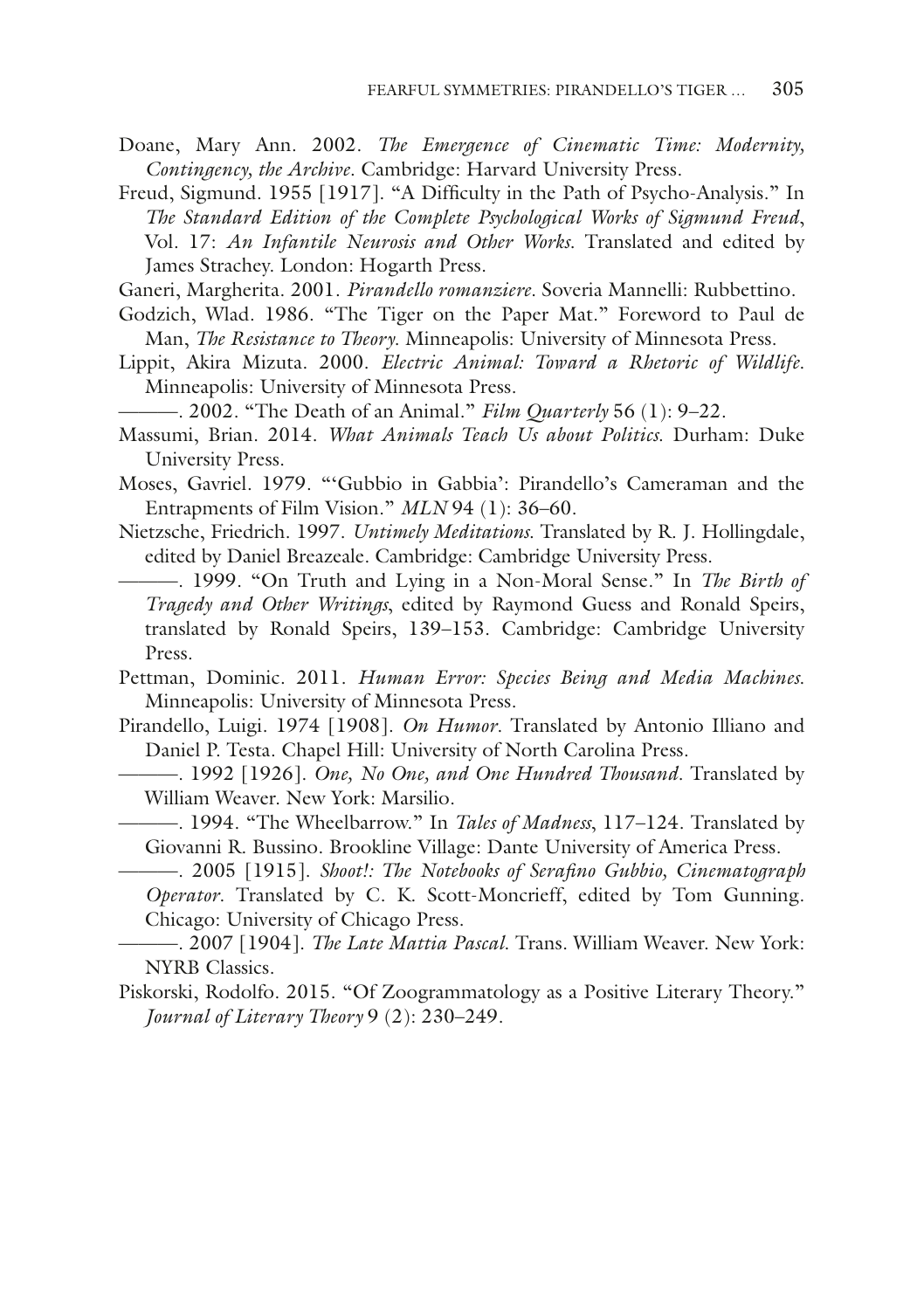Doane, Mary Ann. 2002. *The Emergence of Cinematic Time: Modernity, Contingency, the Archive*. Cambridge: Harvard University Press.

Freud, Sigmund. 1955 [1917]. "A Difficulty in the Path of Psycho-Analysis." In *The Standard Edition of the Complete Psychological Works of Sigmund Freud*, Vol. 17: *An Infantile Neurosis and Other Works*. Translated and edited by James Strachey. London: Hogarth Press.

Ganeri, Margherita. 2001. *Pirandello romanziere*. Soveria Mannelli: Rubbettino.

Godzich, Wlad. 1986. "The Tiger on the Paper Mat." Foreword to Paul de Man, *The Resistance to Theory*. Minneapolis: University of Minnesota Press.

Lippit, Akira Mizuta. 2000. *Electric Animal: Toward a Rhetoric of Wildlife*. Minneapolis: University of Minnesota Press.

———. 2002. "The Death of an Animal." *Film Quarterly* 56 (1): 9–22.

Massumi, Brian. 2014. *What Animals Teach Us about Politics*. Durham: Duke University Press.

Moses, Gavriel. 1979. "'Gubbio in Gabbia': Pirandello's Cameraman and the Entrapments of Film Vision." *MLN* 94 (1): 36–60.

Nietzsche, Friedrich. 1997. *Untimely Meditations*. Translated by R. J. Hollingdale, edited by Daniel Breazeale. Cambridge: Cambridge University Press.

———. 1999. "On Truth and Lying in a Non-Moral Sense." In *The Birth of Tragedy and Other Writings*, edited by Raymond Guess and Ronald Speirs, translated by Ronald Speirs, 139–153. Cambridge: Cambridge University Press.

Pettman, Dominic. 2011. *Human Error: Species Being and Media Machines*. Minneapolis: University of Minnesota Press.

Pirandello, Luigi. 1974 [1908]. *On Humor*. Translated by Antonio Illiano and Daniel P. Testa. Chapel Hill: University of North Carolina Press.

———. 1992 [1926]. *One, No One, and One Hundred Thousand*. Translated by William Weaver. New York: Marsilio.

———. 1994. "The Wheelbarrow." In *Tales of Madness*, 117–124. Translated by Giovanni R. Bussino. Brookline Village: Dante University of America Press.

———. 2005 [1915]. *Shoot!: The Notebooks of Serafino Gubbio, Cinematograph Operator*. Translated by C. K. Scott-Moncrieff, edited by Tom Gunning. Chicago: University of Chicago Press.

———. 2007 [1904]. *The Late Mattia Pascal*. Trans. William Weaver. New York: NYRB Classics.

Piskorski, Rodolfo. 2015. "Of Zoogrammatology as a Positive Literary Theory." *Journal of Literary Theory* 9 (2): 230–249.